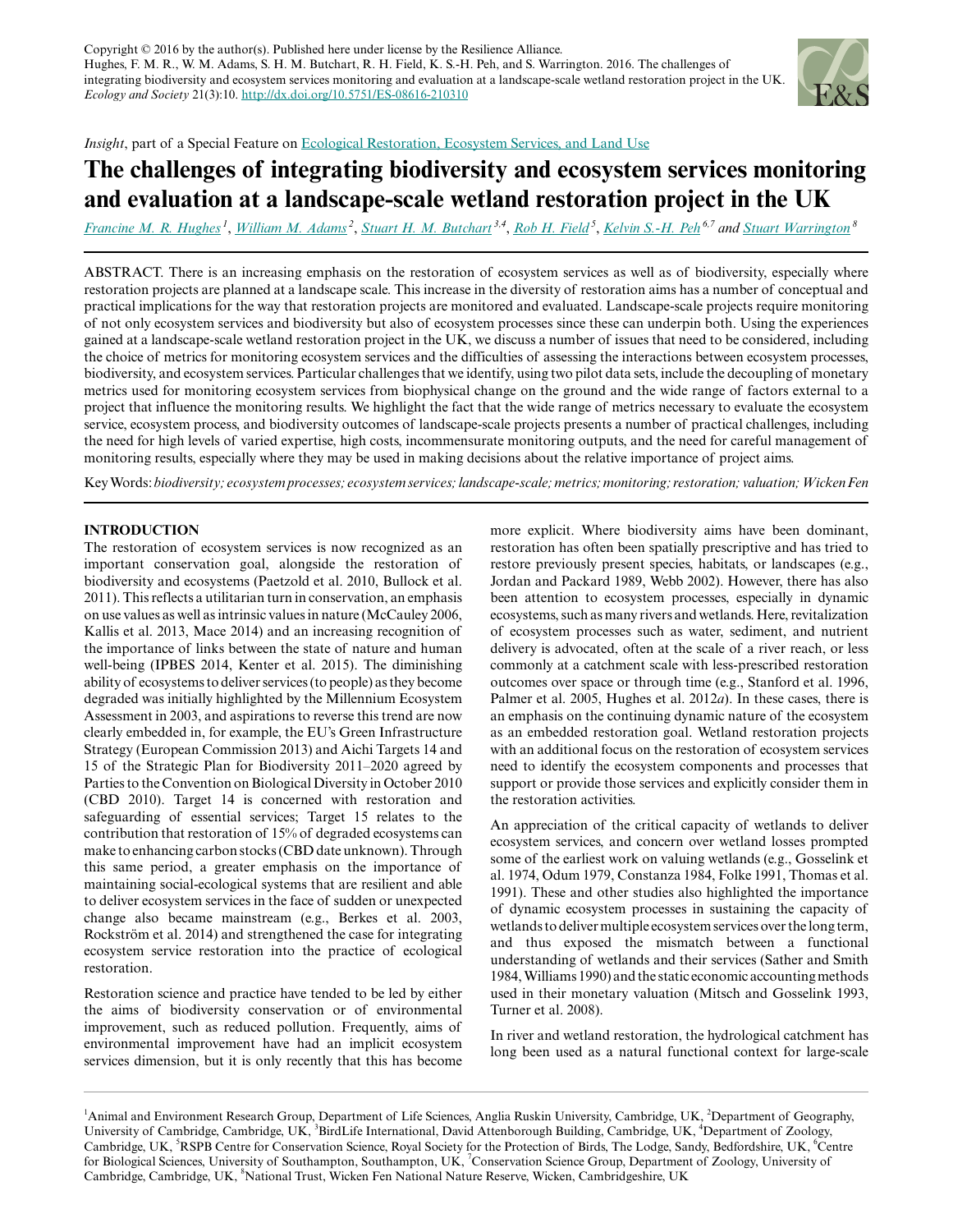Copyright © 2016 by the author(s). Published here under license by the Resilience Alliance.
Hughes, F. M. R., W. M. Adams, S. H. M. Butchart, R. H. Field, K. S.-H. Peh, and S. Warrington. 2016. The challenges of integrating biodiversity and ecosystem services monitoring and evaluation at a landscape-scale wetland restoration project in the UK. *Ecology and Society* 21(3):10. http://dx.doi.org/10.5751/ES-08616-210310

*Insight*, part of a Special Feature on Ecological Restoration, Ecosystem Services, and Land Use

# The challenges of integrating biodiversity and ecosystem services monitoring and evaluation at a landscape-scale wetland restoration project in the UK

*Francine M. R. Hughes*[1], *William M. Adams*[2], *Stuart H. M. Butchart*[3,4], *Rob H. Field*[5], *Kelvin S.-H. Peh*[6,7] and *Stuart Warrington*[8]

ABSTRACT. There is an increasing emphasis on the restoration of ecosystem services as well as of biodiversity, especially where restoration projects are planned at a landscape scale. This increase in the diversity of restoration aims has a number of conceptual and practical implications for the way that restoration projects are monitored and evaluated. Landscape-scale projects require monitoring of not only ecosystem services and biodiversity but also of ecosystem processes since these can underpin both. Using the experiences gained at a landscape-scale wetland restoration project in the UK, we discuss a number of issues that need to be considered, including the choice of metrics for monitoring ecosystem services and the difficulties of assessing the interactions between ecosystem processes, biodiversity, and ecosystem services. Particular challenges that we identify, using two pilot data sets, include the decoupling of monetary metrics used for monitoring ecosystem services from biophysical change on the ground and the wide range of factors external to a project that influence the monitoring results. We highlight the fact that the wide range of metrics necessary to evaluate the ecosystem service, ecosystem process, and biodiversity outcomes of landscape-scale projects presents a number of practical challenges, including the need for high levels of varied expertise, high costs, incommensurate monitoring outputs, and the need for careful management of monitoring results, especially where they may be used in making decisions about the relative importance of project aims.

Key Words: *biodiversity; ecosystem processes; ecosystem services; landscape-scale; metrics; monitoring; restoration; valuation; Wicken Fen*

## INTRODUCTION

The restoration of ecosystem services is now recognized as an important conservation goal, alongside the restoration of biodiversity and ecosystems (Paetzold et al. 2010, Bullock et al. 2011). This reflects a utilitarian turn in conservation, an emphasis on use values as well as intrinsic values in nature (McCauley 2006, Kallis et al. 2013, Mace 2014) and an increasing recognition of the importance of links between the state of nature and human well-being (IPBES 2014, Kenter et al. 2015). The diminishing ability of ecosystems to deliver services (to people) as they become degraded was initially highlighted by the Millennium Ecosystem Assessment in 2003, and aspirations to reverse this trend are now clearly embedded in, for example, the EU's Green Infrastructure Strategy (European Commission 2013) and Aichi Targets 14 and 15 of the Strategic Plan for Biodiversity 2011–2020 agreed by Parties to the Convention on Biological Diversity in October 2010 (CBD 2010). Target 14 is concerned with restoration and safeguarding of essential services; Target 15 relates to the contribution that restoration of 15% of degraded ecosystems can make to enhancing carbon stocks (CBD date unknown). Through this same period, a greater emphasis on the importance of maintaining social-ecological systems that are resilient and able to deliver ecosystem services in the face of sudden or unexpected change also became mainstream (e.g., Berkes et al. 2003, Rockström et al. 2014) and strengthened the case for integrating ecosystem service restoration into the practice of ecological restoration.

Restoration science and practice have tended to be led by either the aims of biodiversity conservation or of environmental improvement, such as reduced pollution. Frequently, aims of environmental improvement have had an implicit ecosystem services dimension, but it is only recently that this has become more explicit. Where biodiversity aims have been dominant, restoration has often been spatially prescriptive and has tried to restore previously present species, habitats, or landscapes (e.g., Jordan and Packard 1989, Webb 2002). However, there has also been attention to ecosystem processes, especially in dynamic ecosystems, such as many rivers and wetlands. Here, revitalization of ecosystem processes such as water, sediment, and nutrient delivery is advocated, often at the scale of a river reach, or less commonly at a catchment scale with less-prescribed restoration outcomes over space or through time (e.g., Stanford et al. 1996, Palmer et al. 2005, Hughes et al. 2012*a*). In these cases, there is an emphasis on the continuing dynamic nature of the ecosystem as an embedded restoration goal. Wetland restoration projects with an additional focus on the restoration of ecosystem services need to identify the ecosystem components and processes that support or provide those services and explicitly consider them in the restoration activities.

An appreciation of the critical capacity of wetlands to deliver ecosystem services, and concern over wetland losses prompted some of the earliest work on valuing wetlands (e.g., Gosselink et al. 1974, Odum 1979, Constanza 1984, Folke 1991, Thomas et al. 1991). These and other studies also highlighted the importance of dynamic ecosystem processes in sustaining the capacity of wetlands to deliver multiple ecosystem services over the long term, and thus exposed the mismatch between a functional understanding of wetlands and their services (Sather and Smith 1984, Williams 1990) and the static economic accounting methods used in their monetary valuation (Mitsch and Gosselink 1993, Turner et al. 2008).

In river and wetland restoration, the hydrological catchment has long been used as a natural functional context for large-scale

[1]Animal and Environment Research Group, Department of Life Sciences, Anglia Ruskin University, Cambridge, UK, [2]Department of Geography, University of Cambridge, Cambridge, UK, [3]BirdLife International, David Attenborough Building, Cambridge, UK, [4]Department of Zoology, Cambridge, UK, [5]RSPB Centre for Conservation Science, Royal Society for the Protection of Birds, The Lodge, Sandy, Bedfordshire, UK, [6]Centre for Biological Sciences, University of Southampton, Southampton, UK, [7]Conservation Science Group, Department of Zoology, University of Cambridge, Cambridge, UK, [8]National Trust, Wicken Fen National Nature Reserve, Wicken, Cambridgeshire, UK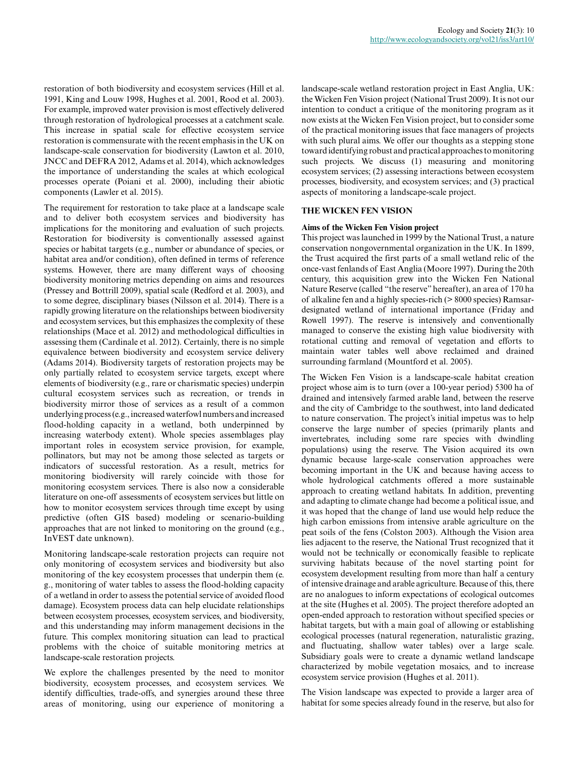restoration of both biodiversity and ecosystem services (Hill et al. 1991, King and Louw 1998, Hughes et al. 2001, Rood et al. 2003). For example, improved water provision is most effectively delivered through restoration of hydrological processes at a catchment scale. This increase in spatial scale for effective ecosystem service restoration is commensurate with the recent emphasis in the UK on landscape-scale conservation for biodiversity (Lawton et al. 2010, JNCC and DEFRA 2012, Adams et al. 2014), which acknowledges the importance of understanding the scales at which ecological processes operate (Poiani et al. 2000), including their abiotic components (Lawler et al. 2015).

The requirement for restoration to take place at a landscape scale and to deliver both ecosystem services and biodiversity has implications for the monitoring and evaluation of such projects. Restoration for biodiversity is conventionally assessed against species or habitat targets (e.g., number or abundance of species, or habitat area and/or condition), often defined in terms of reference systems. However, there are many different ways of choosing biodiversity monitoring metrics depending on aims and resources (Pressey and Bottrill 2009), spatial scale (Redford et al. 2003), and to some degree, disciplinary biases (Nilsson et al. 2014). There is a rapidly growing literature on the relationships between biodiversity and ecosystem services, but this emphasizes the complexity of these relationships (Mace et al. 2012) and methodological difficulties in assessing them (Cardinale et al. 2012). Certainly, there is no simple equivalence between biodiversity and ecosystem service delivery (Adams 2014). Biodiversity targets of restoration projects may be only partially related to ecosystem service targets, except where elements of biodiversity (e.g., rare or charismatic species) underpin cultural ecosystem services such as recreation, or trends in biodiversity mirror those of services as a result of a common underlying process (e.g., increased waterfowl numbers and increased flood-holding capacity in a wetland, both underpinned by increasing waterbody extent). Whole species assemblages play important roles in ecosystem service provision, for example, pollinators, but may not be among those selected as targets or indicators of successful restoration. As a result, metrics for monitoring biodiversity will rarely coincide with those for monitoring ecosystem services. There is also now a considerable literature on one-off assessments of ecosystem services but little on how to monitor ecosystem services through time except by using predictive (often GIS based) modeling or scenario-building approaches that are not linked to monitoring on the ground (e.g., InVEST date unknown).

Monitoring landscape-scale restoration projects can require not only monitoring of ecosystem services and biodiversity but also monitoring of the key ecosystem processes that underpin them (e. g., monitoring of water tables to assess the flood-holding capacity of a wetland in order to assess the potential service of avoided flood damage). Ecosystem process data can help elucidate relationships between ecosystem processes, ecosystem services, and biodiversity, and this understanding may inform management decisions in the future. This complex monitoring situation can lead to practical problems with the choice of suitable monitoring metrics at landscape-scale restoration projects.

We explore the challenges presented by the need to monitor biodiversity, ecosystem processes, and ecosystem services. We identify difficulties, trade-offs, and synergies around these three areas of monitoring, using our experience of monitoring a landscape-scale wetland restoration project in East Anglia, UK: the Wicken Fen Vision project (National Trust 2009). It is not our intention to conduct a critique of the monitoring program as it now exists at the Wicken Fen Vision project, but to consider some of the practical monitoring issues that face managers of projects with such plural aims. We offer our thoughts as a stepping stone toward identifying robust and practical approaches to monitoring such projects. We discuss (1) measuring and monitoring ecosystem services; (2) assessing interactions between ecosystem processes, biodiversity, and ecosystem services; and (3) practical aspects of monitoring a landscape-scale project.

## THE WICKEN FEN VISION

### Aims of the Wicken Fen Vision project

This project was launched in 1999 by the National Trust, a nature conservation nongovernmental organization in the UK. In 1899, the Trust acquired the first parts of a small wetland relic of the once-vast fenlands of East Anglia (Moore 1997). During the 20th century, this acquisition grew into the Wicken Fen National Nature Reserve (called "the reserve" hereafter), an area of 170 ha of alkaline fen and a highly species-rich (> 8000 species) Ramsar-designated wetland of international importance (Friday and Rowell 1997). The reserve is intensively and conventionally managed to conserve the existing high value biodiversity with rotational cutting and removal of vegetation and efforts to maintain water tables well above reclaimed and drained surrounding farmland (Mountford et al. 2005).

The Wicken Fen Vision is a landscape-scale habitat creation project whose aim is to turn (over a 100-year period) 5300 ha of drained and intensively farmed arable land, between the reserve and the city of Cambridge to the southwest, into land dedicated to nature conservation. The project's initial impetus was to help conserve the large number of species (primarily plants and invertebrates, including some rare species with dwindling populations) using the reserve. The Vision acquired its own dynamic because large-scale conservation approaches were becoming important in the UK and because having access to whole hydrological catchments offered a more sustainable approach to creating wetland habitats. In addition, preventing and adapting to climate change had become a political issue, and it was hoped that the change of land use would help reduce the high carbon emissions from intensive arable agriculture on the peat soils of the fens (Colston 2003). Although the Vision area lies adjacent to the reserve, the National Trust recognized that it would not be technically or economically feasible to replicate surviving habitats because of the novel starting point for ecosystem development resulting from more than half a century of intensive drainage and arable agriculture. Because of this, there are no analogues to inform expectations of ecological outcomes at the site (Hughes et al. 2005). The project therefore adopted an open-ended approach to restoration without specified species or habitat targets, but with a main goal of allowing or establishing ecological processes (natural regeneration, naturalistic grazing, and fluctuating, shallow water tables) over a large scale. Subsidiary goals were to create a dynamic wetland landscape characterized by mobile vegetation mosaics, and to increase ecosystem service provision (Hughes et al. 2011).

The Vision landscape was expected to provide a larger area of habitat for some species already found in the reserve, but also for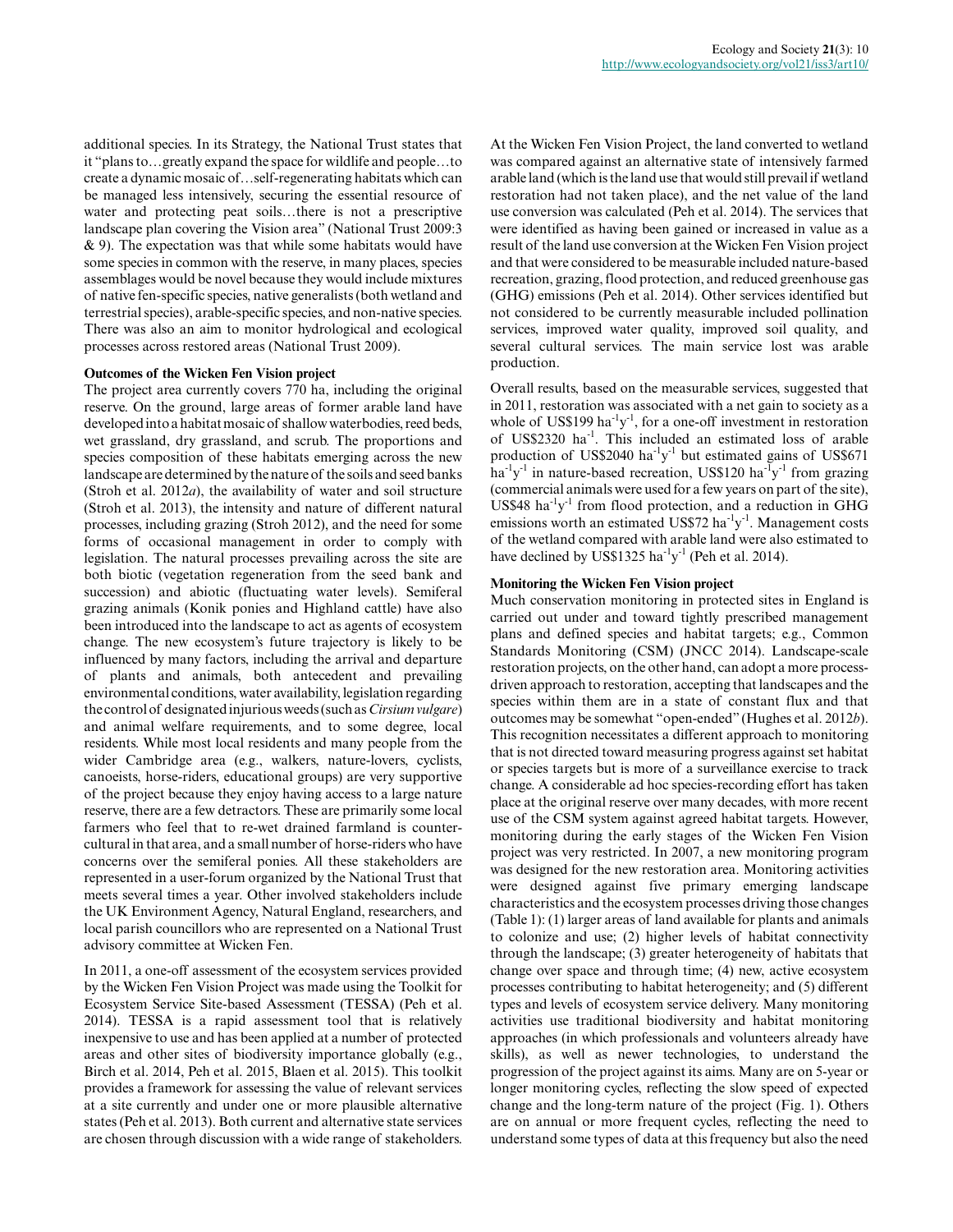additional species. In its Strategy, the National Trust states that it "plans to…greatly expand the space for wildlife and people…to create a dynamic mosaic of…self-regenerating habitats which can be managed less intensively, securing the essential resource of water and protecting peat soils…there is not a prescriptive landscape plan covering the Vision area" (National Trust 2009:3 & 9). The expectation was that while some habitats would have some species in common with the reserve, in many places, species assemblages would be novel because they would include mixtures of native fen-specific species, native generalists (both wetland and terrestrial species), arable-specific species, and non-native species. There was also an aim to monitor hydrological and ecological processes across restored areas (National Trust 2009).

**Outcomes of the Wicken Fen Vision project**

The project area currently covers 770 ha, including the original reserve. On the ground, large areas of former arable land have developed into a habitat mosaic of shallow waterbodies, reed beds, wet grassland, dry grassland, and scrub. The proportions and species composition of these habitats emerging across the new landscape are determined by the nature of the soils and seed banks (Stroh et al. 2012*a*), the availability of water and soil structure (Stroh et al. 2013), the intensity and nature of different natural processes, including grazing (Stroh 2012), and the need for some forms of occasional management in order to comply with legislation. The natural processes prevailing across the site are both biotic (vegetation regeneration from the seed bank and succession) and abiotic (fluctuating water levels). Semiferal grazing animals (Konik ponies and Highland cattle) have also been introduced into the landscape to act as agents of ecosystem change. The new ecosystem's future trajectory is likely to be influenced by many factors, including the arrival and departure of plants and animals, both antecedent and prevailing environmental conditions, water availability, legislation regarding the control of designated injurious weeds (such as *Cirsium vulgare*) and animal welfare requirements, and to some degree, local residents. While most local residents and many people from the wider Cambridge area (e.g., walkers, nature-lovers, cyclists, canoeists, horse-riders, educational groups) are very supportive of the project because they enjoy having access to a large nature reserve, there are a few detractors. These are primarily some local farmers who feel that to re-wet drained farmland is counter-cultural in that area, and a small number of horse-riders who have concerns over the semiferal ponies. All these stakeholders are represented in a user-forum organized by the National Trust that meets several times a year. Other involved stakeholders include the UK Environment Agency, Natural England, researchers, and local parish councillors who are represented on a National Trust advisory committee at Wicken Fen.

In 2011, a one-off assessment of the ecosystem services provided by the Wicken Fen Vision Project was made using the Toolkit for Ecosystem Service Site-based Assessment (TESSA) (Peh et al. 2014). TESSA is a rapid assessment tool that is relatively inexpensive to use and has been applied at a number of protected areas and other sites of biodiversity importance globally (e.g., Birch et al. 2014, Peh et al. 2015, Blaen et al. 2015). This toolkit provides a framework for assessing the value of relevant services at a site currently and under one or more plausible alternative states (Peh et al. 2013). Both current and alternative state services are chosen through discussion with a wide range of stakeholders.

At the Wicken Fen Vision Project, the land converted to wetland was compared against an alternative state of intensively farmed arable land (which is the land use that would still prevail if wetland restoration had not taken place), and the net value of the land use conversion was calculated (Peh et al. 2014). The services that were identified as having been gained or increased in value as a result of the land use conversion at the Wicken Fen Vision project and that were considered to be measurable included nature-based recreation, grazing, flood protection, and reduced greenhouse gas (GHG) emissions (Peh et al. 2014). Other services identified but not considered to be currently measurable included pollination services, improved water quality, improved soil quality, and several cultural services. The main service lost was arable production.

Overall results, based on the measurable services, suggested that in 2011, restoration was associated with a net gain to society as a whole of US\$199 $ha^{-1}y^{-1}$, for a one-off investment in restoration of US\$2320 $ha^{-1}$. This included an estimated loss of arable production of US\$2040 $ha^{-1}y^{-1}$ but estimated gains of US\$671 $ha^{-1}y^{-1}$ in nature-based recreation, US\$120 $ha^{-1}y^{-1}$ from grazing (commercial animals were used for a few years on part of the site), US\$48 $ha^{-1}y^{-1}$ from flood protection, and a reduction in GHG emissions worth an estimated US\$72 $ha^{-1}y^{-1}$. Management costs of the wetland compared with arable land were also estimated to have declined by US\$1325 $ha^{-1}y^{-1}$ (Peh et al. 2014).

**Monitoring the Wicken Fen Vision project**

Much conservation monitoring in protected sites in England is carried out under and toward tightly prescribed management plans and defined species and habitat targets; e.g., Common Standards Monitoring (CSM) (JNCC 2014). Landscape-scale restoration projects, on the other hand, can adopt a more process-driven approach to restoration, accepting that landscapes and the species within them are in a state of constant flux and that outcomes may be somewhat "open-ended" (Hughes et al. 2012*b*). This recognition necessitates a different approach to monitoring that is not directed toward measuring progress against set habitat or species targets but is more of a surveillance exercise to track change. A considerable ad hoc species-recording effort has taken place at the original reserve over many decades, with more recent use of the CSM system against agreed habitat targets. However, monitoring during the early stages of the Wicken Fen Vision project was very restricted. In 2007, a new monitoring program was designed for the new restoration area. Monitoring activities were designed against five primary emerging landscape characteristics and the ecosystem processes driving those changes (Table 1): (1) larger areas of land available for plants and animals to colonize and use; (2) higher levels of habitat connectivity through the landscape; (3) greater heterogeneity of habitats that change over space and through time; (4) new, active ecosystem processes contributing to habitat heterogeneity; and (5) different types and levels of ecosystem service delivery. Many monitoring activities use traditional biodiversity and habitat monitoring approaches (in which professionals and volunteers already have skills), as well as newer technologies, to understand the progression of the project against its aims. Many are on 5-year or longer monitoring cycles, reflecting the slow speed of expected change and the long-term nature of the project (Fig. 1). Others are on annual or more frequent cycles, reflecting the need to understand some types of data at this frequency but also the need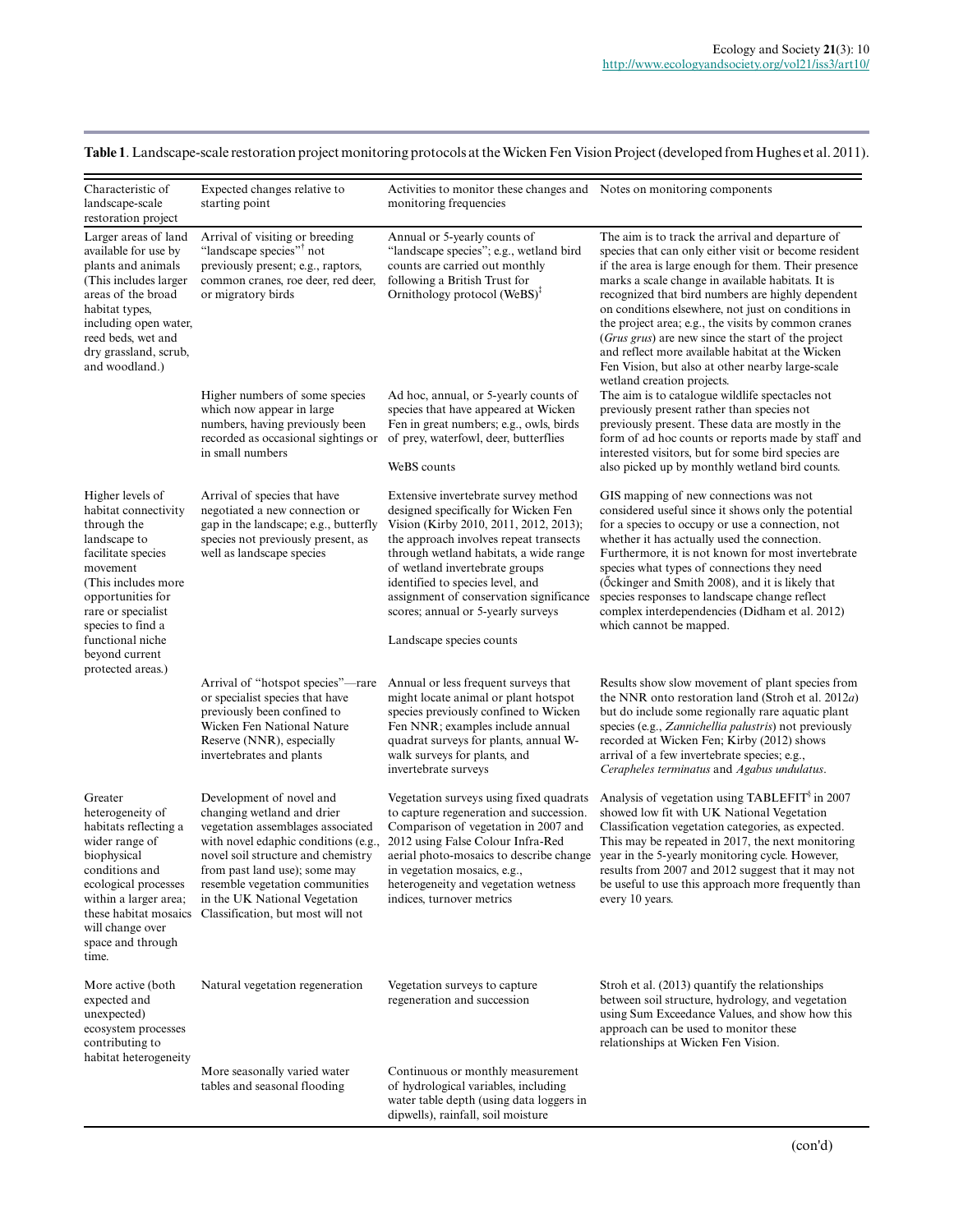**Table 1**. Landscape-scale restoration project monitoring protocols at the Wicken Fen Vision Project (developed from Hughes et al. 2011).

| Characteristic of landscape-scale restoration project | Expected changes relative to starting point | Activities to monitor these changes and monitoring frequencies | Notes on monitoring components |
|---|---|---|---|
| Larger areas of land available for use by plants and animals (This includes larger areas of the broad habitat types, including open water, reed beds, wet and dry grassland, scrub, and woodland.) | Arrival of visiting or breeding "landscape species"[†] not previously present; e.g., raptors, common cranes, roe deer, red deer, or migratory birds | Annual or 5-yearly counts of "landscape species"; e.g., wetland bird counts are carried out monthly following a British Trust for Ornithology protocol (WeBS)[‡] | The aim is to track the arrival and departure of species that can only either visit or become resident if the area is large enough for them. Their presence marks a scale change in available habitats. It is recognized that bird numbers are highly dependent on conditions elsewhere, not just on conditions in the project area; e.g., the visits by common cranes (*Grus grus*) are new since the start of the project and reflect more available habitat at the Wicken Fen Vision, but also at other nearby large-scale wetland creation projects. |
| | Higher numbers of some species which now appear in large numbers, having previously been recorded as occasional sightings or in small numbers | Ad hoc, annual, or 5-yearly counts of species that have appeared at Wicken Fen in great numbers; e.g., owls, birds of prey, waterfowl, deer, butterflies<br><br>WeBS counts | The aim is to catalogue wildlife spectacles not previously present rather than species not previously present. These data are mostly in the form of ad hoc counts or reports made by staff and interested visitors, but for some bird species are also picked up by monthly wetland bird counts. |
| Higher levels of habitat connectivity through the landscape to facilitate species movement (This includes more opportunities for rare or specialist species to find a functional niche beyond current protected areas.) | Arrival of species that have negotiated a new connection or gap in the landscape; e.g., butterfly species not previously present, as well as landscape species | Extensive invertebrate survey method designed specifically for Wicken Fen Vision (Kirby 2010, 2011, 2012, 2013); the approach involves repeat transects through wetland habitats, a wide range of wetland invertebrate groups identified to species level, and assignment of conservation significance scores; annual or 5-yearly surveys<br><br>Landscape species counts | GIS mapping of new connections was not considered useful since it shows only the potential for a species to occupy or use a connection, not whether it has actually used the connection. Furthermore, it is not known for most invertebrate species what types of connections they need (Őckinger and Smith 2008), and it is likely that species responses to landscape change reflect complex interdependencies (Didham et al. 2012) which cannot be mapped. |
| | Arrival of "hotspot species"—rare or specialist species that have previously been confined to Wicken Fen National Nature Reserve (NNR), especially invertebrates and plants | Annual or less frequent surveys that might locate animal or plant hotspot species previously confined to Wicken Fen NNR; examples include annual quadrat surveys for plants, annual W-walk surveys for plants, and invertebrate surveys | Results show slow movement of plant species from the NNR onto restoration land (Stroh et al. 2012*a*) but do include some regionally rare aquatic plant species (e.g., *Zannichellia palustris*) not previously recorded at Wicken Fen; Kirby (2012) shows arrival of a few invertebrate species; e.g., *Cerapheles terminatus* and *Agabus undulatus*. |
| Greater heterogeneity of habitats reflecting a wider range of biophysical conditions and ecological processes within a larger area; these habitat mosaics will change over space and through time. | Development of novel and changing wetland and drier vegetation assemblages associated with novel edaphic conditions (e.g., novel soil structure and chemistry from past land use); some may resemble vegetation communities in the UK National Vegetation Classification, but most will not | Vegetation surveys using fixed quadrats to capture regeneration and succession. Comparison of vegetation in 2007 and 2012 using False Colour Infra-Red aerial photo-mosaics to describe change in vegetation mosaics, e.g., heterogeneity and vegetation wetness indices, turnover metrics | Analysis of vegetation using TABLEFIT[§] in 2007 showed low fit with UK National Vegetation Classification vegetation categories, as expected. This may be repeated in 2017, the next monitoring year in the 5-yearly monitoring cycle. However, results from 2007 and 2012 suggest that it may not be useful to use this approach more frequently than every 10 years. |
| More active (both expected and unexpected) ecosystem processes contributing to habitat heterogeneity | Natural vegetation regeneration | Vegetation surveys to capture regeneration and succession | Stroh et al. (2013) quantify the relationships between soil structure, hydrology, and vegetation using Sum Exceedance Values, and show how this approach can be used to monitor these relationships at Wicken Fen Vision. |
| | More seasonally varied water tables and seasonal flooding | Continuous or monthly measurement of hydrological variables, including water table depth (using data loggers in dipwells), rainfall, soil moisture | |

(con'd)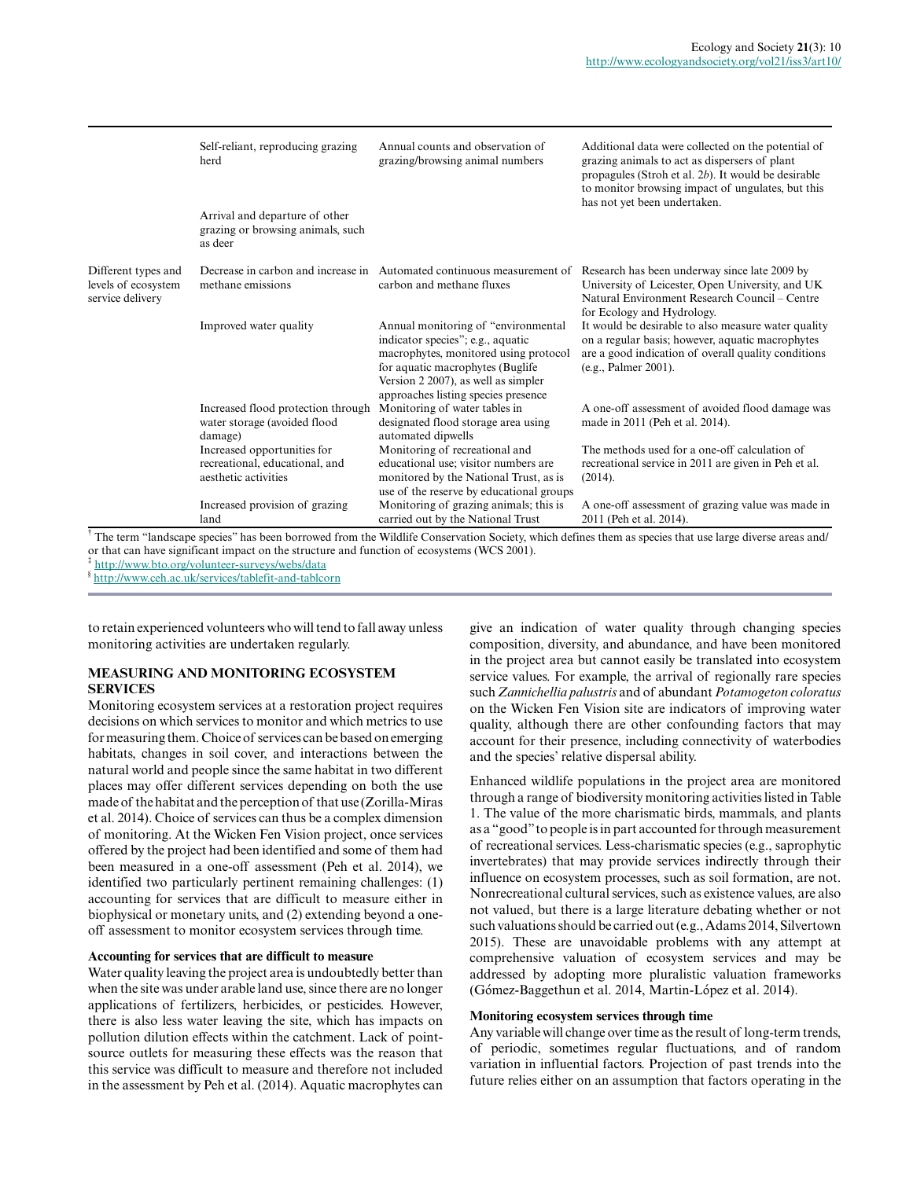| | | | |
|---|---|---|---|
| | Self-reliant, reproducing grazing herd | Annual counts and observation of grazing/browsing animal numbers | Additional data were collected on the potential of grazing animals to act as dispersers of plant propagules (Stroh et al. 2*b*). It would be desirable to monitor browsing impact of ungulates, but this has not yet been undertaken. |
| | Arrival and departure of other grazing or browsing animals, such as deer | | |
| Different types and levels of ecosystem service delivery | Decrease in carbon and increase in methane emissions | Automated continuous measurement of carbon and methane fluxes | Research has been underway since late 2009 by University of Leicester, Open University, and UK Natural Environment Research Council – Centre for Ecology and Hydrology. |
| | Improved water quality | Annual monitoring of "environmental indicator species"; e.g., aquatic macrophytes, monitored using protocol for aquatic macrophytes (Buglife Version 2 2007), as well as simpler approaches listing species presence | It would be desirable to also measure water quality on a regular basis; however, aquatic macrophytes are a good indication of overall quality conditions (e.g., Palmer 2001). |
| | Increased flood protection through water storage (avoided flood damage) | Monitoring of water tables in designated flood storage area using automated dipwells | A one-off assessment of avoided flood damage was made in 2011 (Peh et al. 2014). |
| | Increased opportunities for recreational, educational, and aesthetic activities | Monitoring of recreational and educational use; visitor numbers are monitored by the National Trust, as is use of the reserve by educational groups | The methods used for a one-off calculation of recreational service in 2011 are given in Peh et al. (2014). |
| | Increased provision of grazing land | Monitoring of grazing animals; this is carried out by the National Trust | A one-off assessment of grazing value was made in 2011 (Peh et al. 2014). |

[†] The term "landscape species" has been borrowed from the Wildlife Conservation Society, which defines them as species that use large diverse areas and/or that can have significant impact on the structure and function of ecosystems (WCS 2001).
[‡] http://www.bto.org/volunteer-surveys/webs/data
[§] http://www.ceh.ac.uk/services/tablefit-and-tablcorn

to retain experienced volunteers who will tend to fall away unless monitoring activities are undertaken regularly.

## MEASURING AND MONITORING ECOSYSTEM SERVICES

Monitoring ecosystem services at a restoration project requires decisions on which services to monitor and which metrics to use for measuring them. Choice of services can be based on emerging habitats, changes in soil cover, and interactions between the natural world and people since the same habitat in two different places may offer different services depending on both the use made of the habitat and the perception of that use (Zorilla-Miras et al. 2014). Choice of services can thus be a complex dimension of monitoring. At the Wicken Fen Vision project, once services offered by the project had been identified and some of them had been measured in a one-off assessment (Peh et al. 2014), we identified two particularly pertinent remaining challenges: (1) accounting for services that are difficult to measure either in biophysical or monetary units, and (2) extending beyond a one-off assessment to monitor ecosystem services through time.

### Accounting for services that are difficult to measure

Water quality leaving the project area is undoubtedly better than when the site was under arable land use, since there are no longer applications of fertilizers, herbicides, or pesticides. However, there is also less water leaving the site, which has impacts on pollution dilution effects within the catchment. Lack of point-source outlets for measuring these effects was the reason that this service was difficult to measure and therefore not included in the assessment by Peh et al. (2014). Aquatic macrophytes can give an indication of water quality through changing species composition, diversity, and abundance, and have been monitored in the project area but cannot easily be translated into ecosystem service values. For example, the arrival of regionally rare species such *Zannichellia palustris* and of abundant *Potamogeton coloratus* on the Wicken Fen Vision site are indicators of improving water quality, although there are other confounding factors that may account for their presence, including connectivity of waterbodies and the species' relative dispersal ability.

Enhanced wildlife populations in the project area are monitored through a range of biodiversity monitoring activities listed in Table 1. The value of the more charismatic birds, mammals, and plants as a "good" to people is in part accounted for through measurement of recreational services. Less-charismatic species (e.g., saprophytic invertebrates) that may provide services indirectly through their influence on ecosystem processes, such as soil formation, are not. Nonrecreational cultural services, such as existence values, are also not valued, but there is a large literature debating whether or not such valuations should be carried out (e.g., Adams 2014, Silvertown 2015). These are unavoidable problems with any attempt at comprehensive valuation of ecosystem services and may be addressed by adopting more pluralistic valuation frameworks (Gómez-Baggethun et al. 2014, Martin-López et al. 2014).

### Monitoring ecosystem services through time

Any variable will change over time as the result of long-term trends, of periodic, sometimes regular fluctuations, and of random variation in influential factors. Projection of past trends into the future relies either on an assumption that factors operating in the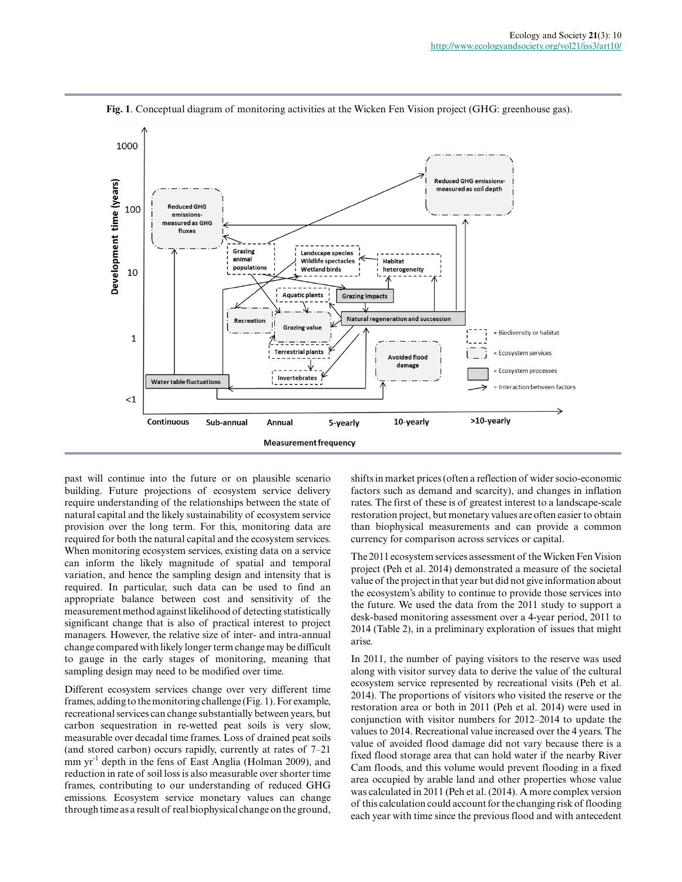Fig. 1. Conceptual diagram of monitoring activities at the Wicken Fen Vision project (GHG: greenhouse gas).

Development time (years)

1000

100

10

1

<1

Continuous

Sub-annual

Annual

5-yearly

10-yearly

>10-yearly

Measurement frequency

Reduced GHG emissions- measured as GHG fluxes

Reduced GHG emissions- measured as soil depth

Grazing animal populations

Landscape species Wildlife spectacles Wetland birds

Habitat heterogeneity

Aquatic plants

Grazing impacts

Recreation

Grazing value

Natural regeneration and succession

Terrestrial plants

Avoided flood damage

Invertebrates

Water table fluctuations

= Biodiversity or habitat

= Ecosystem services

= Ecosystem processes

= Interaction between factors

past will continue into the future or on plausible scenario building. Future projections of ecosystem service delivery require understanding of the relationships between the state of natural capital and the likely sustainability of ecosystem service provision over the long term. For this, monitoring data are required for both the natural capital and the ecosystem services. When monitoring ecosystem services, existing data on a service can inform the likely magnitude of spatial and temporal variation, and hence the sampling design and intensity that is required. In particular, such data can be used to find an appropriate balance between cost and sensitivity of the measurement method against likelihood of detecting statistically significant change that is also of practical interest to project managers. However, the relative size of inter- and intra-annual change compared with likely longer term change may be difficult to gauge in the early stages of monitoring, meaning that sampling design may need to be modified over time.

Different ecosystem services change over very different time frames, adding to the monitoring challenge (Fig. 1). For example, recreational services can change substantially between years, but carbon sequestration in re-wetted peat soils is very slow, measurable over decadal time frames. Loss of drained peat soils (and stored carbon) occurs rapidly, currently at rates of 7–21 mm $yr^{-1}$ depth in the fens of East Anglia (Holman 2009), and reduction in rate of soil loss is also measurable over shorter time frames, contributing to our understanding of reduced GHG emissions. Ecosystem service monetary values can change through time as a result of real biophysical change on the ground, shifts in market prices (often a reflection of wider socio-economic factors such as demand and scarcity), and changes in inflation rates. The first of these is of greatest interest to a landscape-scale restoration project, but monetary values are often easier to obtain than biophysical measurements and can provide a common currency for comparison across services or capital.

The 2011 ecosystem services assessment of the Wicken Fen Vision project (Peh et al. 2014) demonstrated a measure of the societal value of the project in that year but did not give information about the ecosystem's ability to continue to provide those services into the future. We used the data from the 2011 study to support a desk-based monitoring assessment over a 4-year period, 2011 to 2014 (Table 2), in a preliminary exploration of issues that might arise.

In 2011, the number of paying visitors to the reserve was used along with visitor survey data to derive the value of the cultural ecosystem service represented by recreational visits (Peh et al. 2014). The proportions of visitors who visited the reserve or the restoration area or both in 2011 (Peh et al. 2014) were used in conjunction with visitor numbers for 2012–2014 to update the values to 2014. Recreational value increased over the 4 years. The value of avoided flood damage did not vary because there is a fixed flood storage area that can hold water if the nearby River Cam floods, and this volume would prevent flooding in a fixed area occupied by arable land and other properties whose value was calculated in 2011 (Peh et al. (2014). A more complex version of this calculation could account for the changing risk of flooding each year with time since the previous flood and with antecedent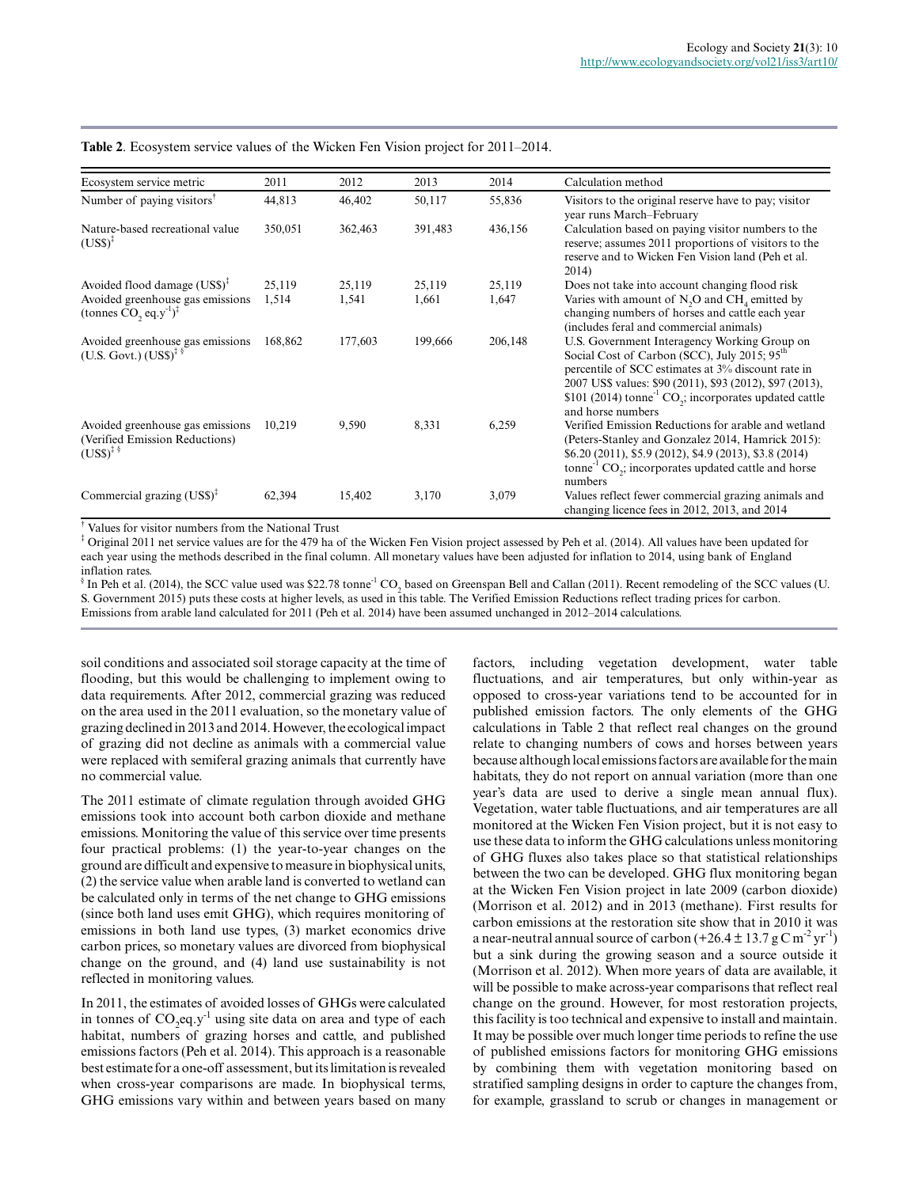**Table 2**. Ecosystem service values of the Wicken Fen Vision project for 2011–2014.

| Ecosystem service metric | 2011 | 2012 | 2013 | 2014 | Calculation method |
|---|---|---|---|---|---|
| Number of paying visitors[†] | 44,813 | 46,402 | 50,117 | 55,836 | Visitors to the original reserve have to pay; visitor year runs March–February |
| Nature-based recreational value (US$)[‡] | 350,051 | 362,463 | 391,483 | 436,156 | Calculation based on paying visitor numbers to the reserve; assumes 2011 proportions of visitors to the reserve and to Wicken Fen Vision land (Peh et al. 2014) |
| Avoided flood damage (US$)[‡] | 25,119 | 25,119 | 25,119 | 25,119 | Does not take into account changing flood risk |
| Avoided greenhouse gas emissions (tonnes $CO_2$ eq.$y^{-1}$)[‡] | 1,514 | 1,541 | 1,661 | 1,647 | Varies with amount of $N_2O$ and $CH_4$ emitted by changing numbers of horses and cattle each year (includes feral and commercial animals) |
| Avoided greenhouse gas emissions (U.S. Govt.) (US$)[‡ §] | 168,862 | 177,603 | 199,666 | 206,148 | U.S. Government Interagency Working Group on Social Cost of Carbon (SCC), July 2015; 95[th] percentile of SCC estimates at 3% discount rate in 2007 US$ values: $90 (2011), $93 (2012), $97 (2013), $101 (2014) $tonne^{-1}$ $CO_2$; incorporates updated cattle and horse numbers |
| Avoided greenhouse gas emissions (Verified Emission Reductions) (US$)[‡ §] | 10,219 | 9,590 | 8,331 | 6,259 | Verified Emission Reductions for arable and wetland (Peters-Stanley and Gonzalez 2014, Hamrick 2015): $6.20 (2011), $5.9 (2012), $4.9 (2013), $3.8 (2014) $tonne^{-1}$ $CO_2$; incorporates updated cattle and horse numbers |
| Commercial grazing (US$)[‡] | 62,394 | 15,402 | 3,170 | 3,079 | Values reflect fewer commercial grazing animals and changing licence fees in 2012, 2013, and 2014 |

[†] Values for visitor numbers from the National Trust

[‡] Original 2011 net service values are for the 479 ha of the Wicken Fen Vision project assessed by Peh et al. (2014). All values have been updated for each year using the methods described in the final column. All monetary values have been adjusted for inflation to 2014, using bank of England inflation rates.

[§] In Peh et al. (2014), the SCC value used was $22.78 $tonne^{-1}$ $CO_2$ based on Greenspan Bell and Callan (2011). Recent remodeling of the SCC values (U. S. Government 2015) puts these costs at higher levels, as used in this table. The Verified Emission Reductions reflect trading prices for carbon. Emissions from arable land calculated for 2011 (Peh et al. 2014) have been assumed unchanged in 2012–2014 calculations.

soil conditions and associated soil storage capacity at the time of flooding, but this would be challenging to implement owing to data requirements. After 2012, commercial grazing was reduced on the area used in the 2011 evaluation, so the monetary value of grazing declined in 2013 and 2014. However, the ecological impact of grazing did not decline as animals with a commercial value were replaced with semiferal grazing animals that currently have no commercial value.

The 2011 estimate of climate regulation through avoided GHG emissions took into account both carbon dioxide and methane emissions. Monitoring the value of this service over time presents four practical problems: (1) the year-to-year changes on the ground are difficult and expensive to measure in biophysical units, (2) the service value when arable land is converted to wetland can be calculated only in terms of the net change to GHG emissions (since both land uses emit GHG), which requires monitoring of emissions in both land use types, (3) market economics drive carbon prices, so monetary values are divorced from biophysical change on the ground, and (4) land use sustainability is not reflected in monitoring values.

In 2011, the estimates of avoided losses of GHGs were calculated in tonnes of $CO_2$eq.$y^{-1}$ using site data on area and type of each habitat, numbers of grazing horses and cattle, and published emissions factors (Peh et al. 2014). This approach is a reasonable best estimate for a one-off assessment, but its limitation is revealed when cross-year comparisons are made. In biophysical terms, GHG emissions vary within and between years based on many factors, including vegetation development, water table fluctuations, and air temperatures, but only within-year as opposed to cross-year variations tend to be accounted for in published emission factors. The only elements of the GHG calculations in Table 2 that reflect real changes on the ground relate to changing numbers of cows and horses between years because although local emissions factors are available for the main habitats, they do not report on annual variation (more than one year's data are used to derive a single mean annual flux). Vegetation, water table fluctuations, and air temperatures are all monitored at the Wicken Fen Vision project, but it is not easy to use these data to inform the GHG calculations unless monitoring of GHG fluxes also takes place so that statistical relationships between the two can be developed. GHG flux monitoring began at the Wicken Fen Vision project in late 2009 (carbon dioxide) (Morrison et al. 2012) and in 2013 (methane). First results for carbon emissions at the restoration site show that in 2010 it was a near-neutral annual source of carbon ($+26.4 \pm 13.7$ g C $m^{-2}$ $yr^{-1}$) but a sink during the growing season and a source outside it (Morrison et al. 2012). When more years of data are available, it will be possible to make across-year comparisons that reflect real change on the ground. However, for most restoration projects, this facility is too technical and expensive to install and maintain. It may be possible over much longer time periods to refine the use of published emissions factors for monitoring GHG emissions by combining them with vegetation monitoring based on stratified sampling designs in order to capture the changes from, for example, grassland to scrub or changes in management or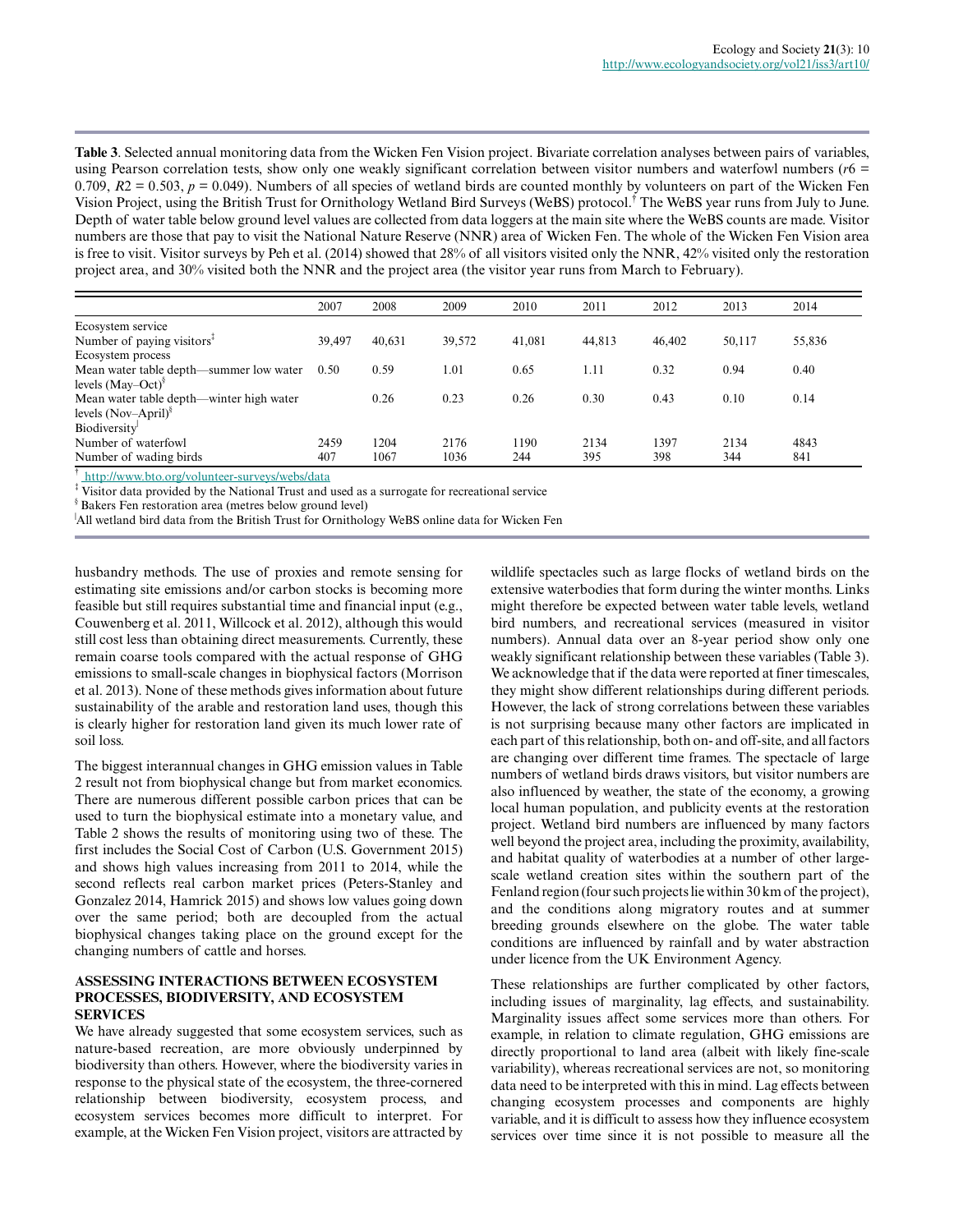**Table 3**. Selected annual monitoring data from the Wicken Fen Vision project. Bivariate correlation analyses between pairs of variables, using Pearson correlation tests, show only one weakly significant correlation between visitor numbers and waterfowl numbers ($r_6$ = 0.709, $R2$ = 0.503, $p$ = 0.049). Numbers of all species of wetland birds are counted monthly by volunteers on part of the Wicken Fen Vision Project, using the British Trust for Ornithology Wetland Bird Surveys (WeBS) protocol.[†] The WeBS year runs from July to June. Depth of water table below ground level values are collected from data loggers at the main site where the WeBS counts are made. Visitor numbers are those that pay to visit the National Nature Reserve (NNR) area of Wicken Fen. The whole of the Wicken Fen Vision area is free to visit. Visitor surveys by Peh et al. (2014) showed that 28% of all visitors visited only the NNR, 42% visited only the restoration project area, and 30% visited both the NNR and the project area (the visitor year runs from March to February).

| | 2007 | 2008 | 2009 | 2010 | 2011 | 2012 | 2013 | 2014 |
|---|---|---|---|---|---|---|---|---|
| Ecosystem service | | | | | | | | |
| Number of paying visitors[‡] | 39,497 | 40,631 | 39,572 | 41,081 | 44,813 | 46,402 | 50,117 | 55,836 |
| Ecosystem process | | | | | | | | |
| Mean water table depth—summer low water levels (May–Oct)[§] | 0.50 | 0.59 | 1.01 | 0.65 | 1.11 | 0.32 | 0.94 | 0.40 |
| Mean water table depth—winter high water levels (Nov–April)[§] | | 0.26 | 0.23 | 0.26 | 0.30 | 0.43 | 0.10 | 0.14 |
| Biodiversity[|] | | | | | | | | |
| Number of waterfowl | 2459 | 1204 | 2176 | 1190 | 2134 | 1397 | 2134 | 4843 |
| Number of wading birds | 407 | 1067 | 1036 | 244 | 395 | 398 | 344 | 841 |

[†] http://www.bto.org/volunteer-surveys/webs/data
[‡] Visitor data provided by the National Trust and used as a surrogate for recreational service
[§] Bakers Fen restoration area (metres below ground level)
[|] All wetland bird data from the British Trust for Ornithology WeBS online data for Wicken Fen

husbandry methods. The use of proxies and remote sensing for estimating site emissions and/or carbon stocks is becoming more feasible but still requires substantial time and financial input (e.g., Couwenberg et al. 2011, Willcock et al. 2012), although this would still cost less than obtaining direct measurements. Currently, these remain coarse tools compared with the actual response of GHG emissions to small-scale changes in biophysical factors (Morrison et al. 2013). None of these methods gives information about future sustainability of the arable and restoration land uses, though this is clearly higher for restoration land given its much lower rate of soil loss.

The biggest interannual changes in GHG emission values in Table 2 result not from biophysical change but from market economics. There are numerous different possible carbon prices that can be used to turn the biophysical estimate into a monetary value, and Table 2 shows the results of monitoring using two of these. The first includes the Social Cost of Carbon (U.S. Government 2015) and shows high values increasing from 2011 to 2014, while the second reflects real carbon market prices (Peters-Stanley and Gonzalez 2014, Hamrick 2015) and shows low values going down over the same period; both are decoupled from the actual biophysical changes taking place on the ground except for the changing numbers of cattle and horses.

## ASSESSING INTERACTIONS BETWEEN ECOSYSTEM PROCESSES, BIODIVERSITY, AND ECOSYSTEM SERVICES

We have already suggested that some ecosystem services, such as nature-based recreation, are more obviously underpinned by biodiversity than others. However, where the biodiversity varies in response to the physical state of the ecosystem, the three-cornered relationship between biodiversity, ecosystem process, and ecosystem services becomes more difficult to interpret. For example, at the Wicken Fen Vision project, visitors are attracted by wildlife spectacles such as large flocks of wetland birds on the extensive waterbodies that form during the winter months. Links might therefore be expected between water table levels, wetland bird numbers, and recreational services (measured in visitor numbers). Annual data over an 8-year period show only one weakly significant relationship between these variables (Table 3). We acknowledge that if the data were reported at finer timescales, they might show different relationships during different periods. However, the lack of strong correlations between these variables is not surprising because many other factors are implicated in each part of this relationship, both on- and off-site, and all factors are changing over different time frames. The spectacle of large numbers of wetland birds draws visitors, but visitor numbers are also influenced by weather, the state of the economy, a growing local human population, and publicity events at the restoration project. Wetland bird numbers are influenced by many factors well beyond the project area, including the proximity, availability, and habitat quality of waterbodies at a number of other large-scale wetland creation sites within the southern part of the Fenland region (four such projects lie within 30 km of the project), and the conditions along migratory routes and at summer breeding grounds elsewhere on the globe. The water table conditions are influenced by rainfall and by water abstraction under licence from the UK Environment Agency.

These relationships are further complicated by other factors, including issues of marginality, lag effects, and sustainability. Marginality issues affect some services more than others. For example, in relation to climate regulation, GHG emissions are directly proportional to land area (albeit with likely fine-scale variability), whereas recreational services are not, so monitoring data need to be interpreted with this in mind. Lag effects between changing ecosystem processes and components are highly variable, and it is difficult to assess how they influence ecosystem services over time since it is not possible to measure all the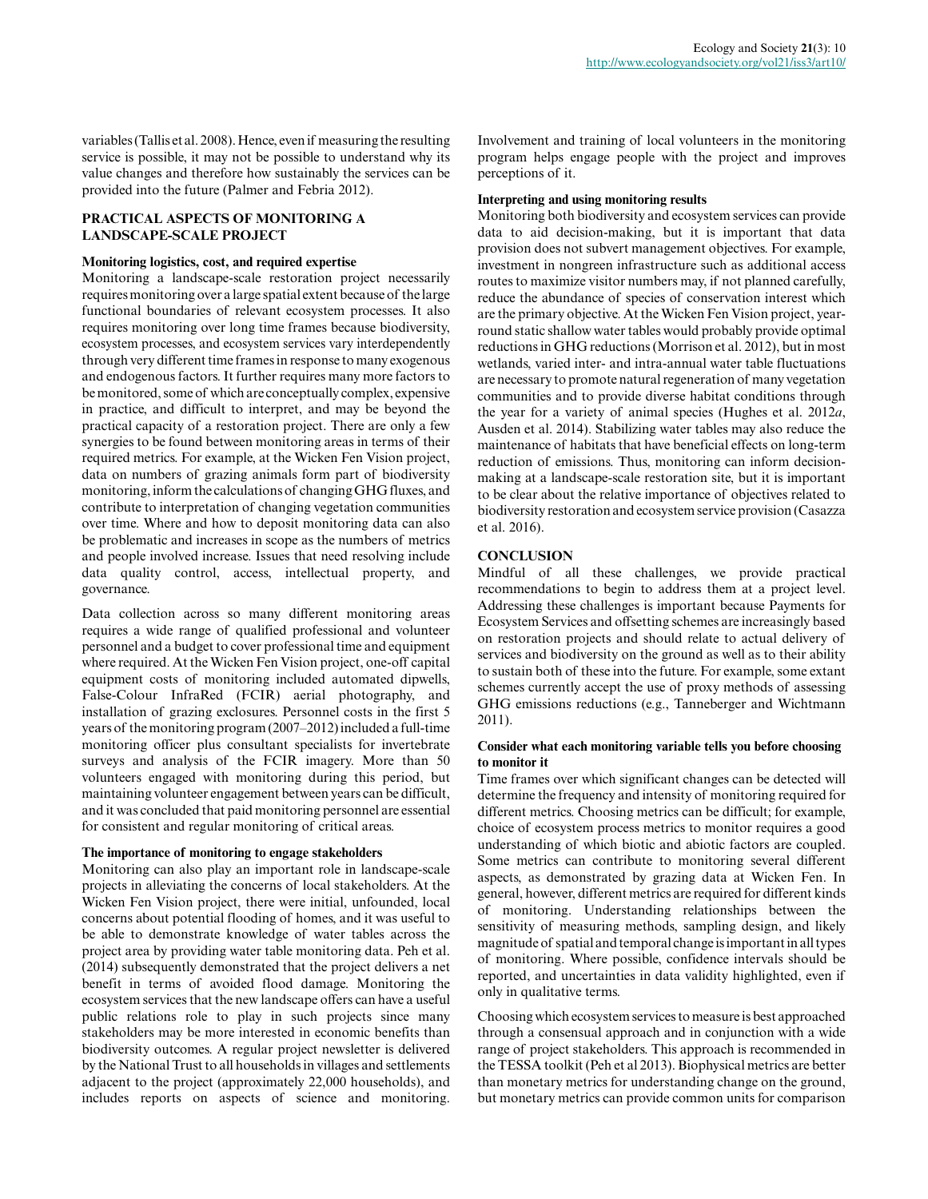variables (Tallis et al. 2008). Hence, even if measuring the resulting service is possible, it may not be possible to understand why its value changes and therefore how sustainably the services can be provided into the future (Palmer and Febria 2012).

## PRACTICAL ASPECTS OF MONITORING A LANDSCAPE-SCALE PROJECT

### Monitoring logistics, cost, and required expertise

Monitoring a landscape-scale restoration project necessarily requires monitoring over a large spatial extent because of the large functional boundaries of relevant ecosystem processes. It also requires monitoring over long time frames because biodiversity, ecosystem processes, and ecosystem services vary interdependently through very different time frames in response to many exogenous and endogenous factors. It further requires many more factors to be monitored, some of which are conceptually complex, expensive in practice, and difficult to interpret, and may be beyond the practical capacity of a restoration project. There are only a few synergies to be found between monitoring areas in terms of their required metrics. For example, at the Wicken Fen Vision project, data on numbers of grazing animals form part of biodiversity monitoring, inform the calculations of changing GHG fluxes, and contribute to interpretation of changing vegetation communities over time. Where and how to deposit monitoring data can also be problematic and increases in scope as the numbers of metrics and people involved increase. Issues that need resolving include data quality control, access, intellectual property, and governance.

Data collection across so many different monitoring areas requires a wide range of qualified professional and volunteer personnel and a budget to cover professional time and equipment where required. At the Wicken Fen Vision project, one-off capital equipment costs of monitoring included automated dipwells, False-Colour InfraRed (FCIR) aerial photography, and installation of grazing exclosures. Personnel costs in the first 5 years of the monitoring program (2007–2012) included a full-time monitoring officer plus consultant specialists for invertebrate surveys and analysis of the FCIR imagery. More than 50 volunteers engaged with monitoring during this period, but maintaining volunteer engagement between years can be difficult, and it was concluded that paid monitoring personnel are essential for consistent and regular monitoring of critical areas.

### The importance of monitoring to engage stakeholders

Monitoring can also play an important role in landscape-scale projects in alleviating the concerns of local stakeholders. At the Wicken Fen Vision project, there were initial, unfounded, local concerns about potential flooding of homes, and it was useful to be able to demonstrate knowledge of water tables across the project area by providing water table monitoring data. Peh et al. (2014) subsequently demonstrated that the project delivers a net benefit in terms of avoided flood damage. Monitoring the ecosystem services that the new landscape offers can have a useful public relations role to play in such projects since many stakeholders may be more interested in economic benefits than biodiversity outcomes. A regular project newsletter is delivered by the National Trust to all households in villages and settlements adjacent to the project (approximately 22,000 households), and includes reports on aspects of science and monitoring. Involvement and training of local volunteers in the monitoring program helps engage people with the project and improves perceptions of it.

### Interpreting and using monitoring results

Monitoring both biodiversity and ecosystem services can provide data to aid decision-making, but it is important that data provision does not subvert management objectives. For example, investment in nongreen infrastructure such as additional access routes to maximize visitor numbers may, if not planned carefully, reduce the abundance of species of conservation interest which are the primary objective. At the Wicken Fen Vision project, year-round static shallow water tables would probably provide optimal reductions in GHG reductions (Morrison et al. 2012), but in most wetlands, varied inter- and intra-annual water table fluctuations are necessary to promote natural regeneration of many vegetation communities and to provide diverse habitat conditions through the year for a variety of animal species (Hughes et al. 2012*a*, Ausden et al. 2014). Stabilizing water tables may also reduce the maintenance of habitats that have beneficial effects on long-term reduction of emissions. Thus, monitoring can inform decision-making at a landscape-scale restoration site, but it is important to be clear about the relative importance of objectives related to biodiversity restoration and ecosystem service provision (Casazza et al. 2016).

## CONCLUSION

Mindful of all these challenges, we provide practical recommendations to begin to address them at a project level. Addressing these challenges is important because Payments for Ecosystem Services and offsetting schemes are increasingly based on restoration projects and should relate to actual delivery of services and biodiversity on the ground as well as to their ability to sustain both of these into the future. For example, some extant schemes currently accept the use of proxy methods of assessing GHG emissions reductions (e.g., Tanneberger and Wichtmann 2011).

### Consider what each monitoring variable tells you before choosing to monitor it

Time frames over which significant changes can be detected will determine the frequency and intensity of monitoring required for different metrics. Choosing metrics can be difficult; for example, choice of ecosystem process metrics to monitor requires a good understanding of which biotic and abiotic factors are coupled. Some metrics can contribute to monitoring several different aspects, as demonstrated by grazing data at Wicken Fen. In general, however, different metrics are required for different kinds of monitoring. Understanding relationships between the sensitivity of measuring methods, sampling design, and likely magnitude of spatial and temporal change is important in all types of monitoring. Where possible, confidence intervals should be reported, and uncertainties in data validity highlighted, even if only in qualitative terms.

Choosing which ecosystem services to measure is best approached through a consensual approach and in conjunction with a wide range of project stakeholders. This approach is recommended in the TESSA toolkit (Peh et al 2013). Biophysical metrics are better than monetary metrics for understanding change on the ground, but monetary metrics can provide common units for comparison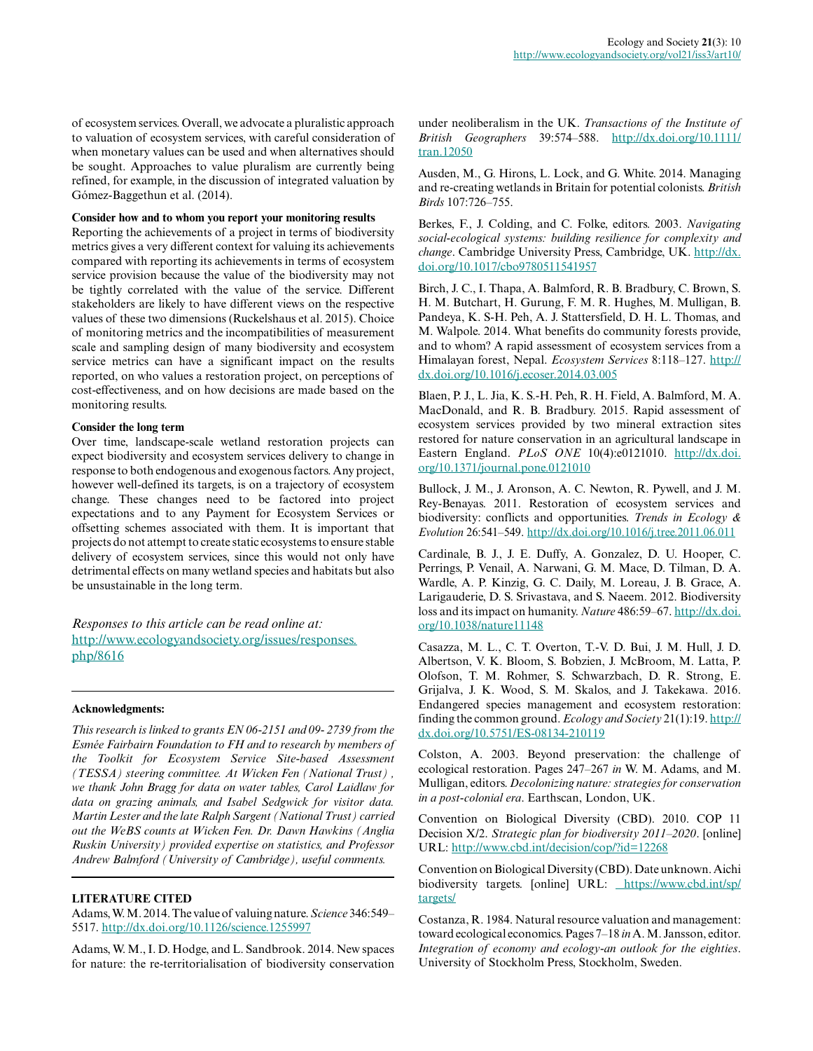of ecosystem services. Overall, we advocate a pluralistic approach to valuation of ecosystem services, with careful consideration of when monetary values can be used and when alternatives should be sought. Approaches to value pluralism are currently being refined, for example, in the discussion of integrated valuation by Gómez-Baggethun et al. (2014).

**Consider how and to whom you report your monitoring results**

Reporting the achievements of a project in terms of biodiversity metrics gives a very different context for valuing its achievements compared with reporting its achievements in terms of ecosystem service provision because the value of the biodiversity may not be tightly correlated with the value of the service. Different stakeholders are likely to have different views on the respective values of these two dimensions (Ruckelshaus et al. 2015). Choice of monitoring metrics and the incompatibilities of measurement scale and sampling design of many biodiversity and ecosystem service metrics can have a significant impact on the results reported, on who values a restoration project, on perceptions of cost-effectiveness, and on how decisions are made based on the monitoring results.

**Consider the long term**

Over time, landscape-scale wetland restoration projects can expect biodiversity and ecosystem services delivery to change in response to both endogenous and exogenous factors. Any project, however well-defined its targets, is on a trajectory of ecosystem change. These changes need to be factored into project expectations and to any Payment for Ecosystem Services or offsetting schemes associated with them. It is important that projects do not attempt to create static ecosystems to ensure stable delivery of ecosystem services, since this would not only have detrimental effects on many wetland species and habitats but also be unsustainable in the long term.

*Responses to this article can be read online at:* http://www.ecologyandsociety.org/issues/responses.php/8616

**Acknowledgments:**

*This research is linked to grants EN 06-2151 and 09- 2739 from the Esmée Fairbairn Foundation to FH and to research by members of the Toolkit for Ecosystem Service Site-based Assessment (TESSA) steering committee. At Wicken Fen (National Trust) , we thank John Bragg for data on water tables, Carol Laidlaw for data on grazing animals, and Isabel Sedgwick for visitor data. Martin Lester and the late Ralph Sargent (National Trust) carried out the WeBS counts at Wicken Fen. Dr. Dawn Hawkins (Anglia Ruskin University) provided expertise on statistics, and Professor Andrew Balmford (University of Cambridge), useful comments.*

## LITERATURE CITED

Adams, W. M. 2014. The value of valuing nature. *Science* 346:549–5517. http://dx.doi.org/10.1126/science.1255997

Adams, W. M., I. D. Hodge, and L. Sandbrook. 2014. New spaces for nature: the re-territorialisation of biodiversity conservation under neoliberalism in the UK. *Transactions of the Institute of British Geographers* 39:574–588. http://dx.doi.org/10.1111/tran.12050

Ausden, M., G. Hirons, L. Lock, and G. White. 2014. Managing and re-creating wetlands in Britain for potential colonists. *British Birds* 107:726–755.

Berkes, F., J. Colding, and C. Folke, editors. 2003. *Navigating social-ecological systems: building resilience for complexity and change*. Cambridge University Press, Cambridge, UK. http://dx.doi.org/10.1017/cbo9780511541957

Birch, J. C., I. Thapa, A. Balmford, R. B. Bradbury, C. Brown, S. H. M. Butchart, H. Gurung, F. M. R. Hughes, M. Mulligan, B. Pandeya, K. S-H. Peh, A. J. Stattersfield, D. H. L. Thomas, and M. Walpole. 2014. What benefits do community forests provide, and to whom? A rapid assessment of ecosystem services from a Himalayan forest, Nepal. *Ecosystem Services* 8:118–127. http://dx.doi.org/10.1016/j.ecoser.2014.03.005

Blaen, P. J., L. Jia, K. S.-H. Peh, R. H. Field, A. Balmford, M. A. MacDonald, and R. B. Bradbury. 2015. Rapid assessment of ecosystem services provided by two mineral extraction sites restored for nature conservation in an agricultural landscape in Eastern England. *PLoS ONE* 10(4):e0121010. http://dx.doi.org/10.1371/journal.pone.0121010

Bullock, J. M., J. Aronson, A. C. Newton, R. Pywell, and J. M. Rey-Benayas. 2011. Restoration of ecosystem services and biodiversity: conflicts and opportunities. *Trends in Ecology & Evolution* 26:541–549. http://dx.doi.org/10.1016/j.tree.2011.06.011

Cardinale, B. J., J. E. Duffy, A. Gonzalez, D. U. Hooper, C. Perrings, P. Venail, A. Narwani, G. M. Mace, D. Tilman, D. A. Wardle, A. P. Kinzig, G. C. Daily, M. Loreau, J. B. Grace, A. Larigauderie, D. S. Srivastava, and S. Naeem. 2012. Biodiversity loss and its impact on humanity. *Nature* 486:59–67. http://dx.doi.org/10.1038/nature11148

Casazza, M. L., C. T. Overton, T.-V. D. Bui, J. M. Hull, J. D. Albertson, V. K. Bloom, S. Bobzien, J. McBroom, M. Latta, P. Olofson, T. M. Rohmer, S. Schwarzbach, D. R. Strong, E. Grijalva, J. K. Wood, S. M. Skalos, and J. Takekawa. 2016. Endangered species management and ecosystem restoration: finding the common ground. *Ecology and Society* 21(1):19. http://dx.doi.org/10.5751/ES-08134-210119

Colston, A. 2003. Beyond preservation: the challenge of ecological restoration. Pages 247–267 *in* W. M. Adams, and M. Mulligan, editors. *Decolonizing nature: strategies for conservation in a post-colonial era*. Earthscan, London, UK.

Convention on Biological Diversity (CBD). 2010. COP 11 Decision X/2. *Strategic plan for biodiversity 2011–2020*. [online] URL: http://www.cbd.int/decision/cop/?id=12268

Convention on Biological Diversity (CBD). Date unknown. Aichi biodiversity targets. [online] URL: https://www.cbd.int/sp/targets/

Costanza, R. 1984. Natural resource valuation and management: toward ecological economics. Pages 7–18 *in* A. M. Jansson, editor. *Integration of economy and ecology-an outlook for the eighties*. University of Stockholm Press, Stockholm, Sweden.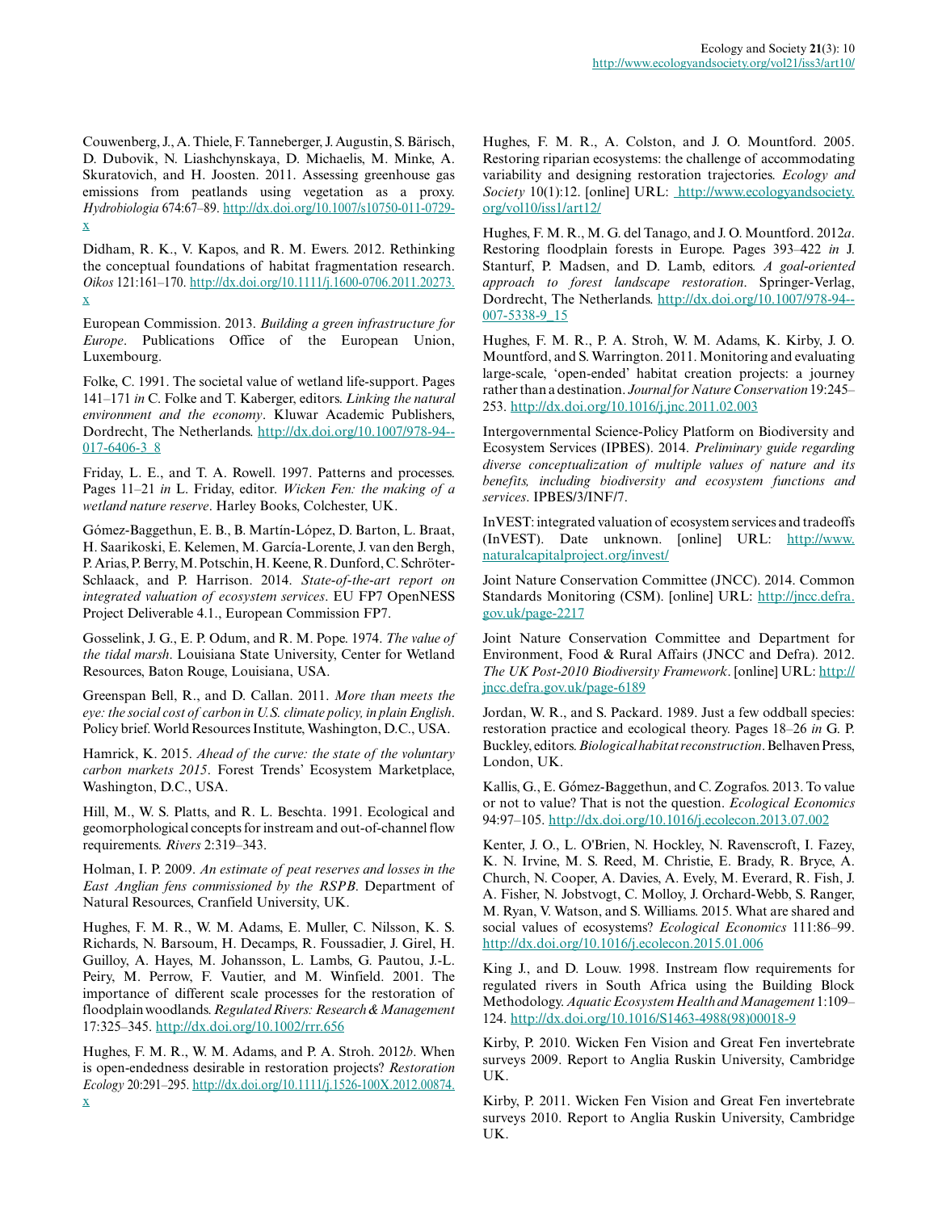Couwenberg, J., A. Thiele, F. Tanneberger, J. Augustin, S. Bärisch, D. Dubovik, N. Liashchynskaya, D. Michaelis, M. Minke, A. Skuratovich, and H. Joosten. 2011. Assessing greenhouse gas emissions from peatlands using vegetation as a proxy. *Hydrobiologia* 674:67–89. http://dx.doi.org/10.1007/s10750-011-0729-x

Didham, R. K., V. Kapos, and R. M. Ewers. 2012. Rethinking the conceptual foundations of habitat fragmentation research. *Oikos* 121:161–170. http://dx.doi.org/10.1111/j.1600-0706.2011.20273.x

European Commission. 2013. *Building a green infrastructure for Europe*. Publications Office of the European Union, Luxembourg.

Folke, C. 1991. The societal value of wetland life-support. Pages 141–171 *in* C. Folke and T. Kaberger, editors. *Linking the natural environment and the economy*. Kluwar Academic Publishers, Dordrecht, The Netherlands. http://dx.doi.org/10.1007/978-94--017-6406-3_8

Friday, L. E., and T. A. Rowell. 1997. Patterns and processes. Pages 11–21 *in* L. Friday, editor. *Wicken Fen: the making of a wetland nature reserve*. Harley Books, Colchester, UK.

Gómez-Baggethun, E. B., B. Martín-López, D. Barton, L. Braat, H. Saarikoski, E. Kelemen, M. García-Lorente, J. van den Bergh, P. Arias, P. Berry, M. Potschin, H. Keene, R. Dunford, C. Schröter-Schlaack, and P. Harrison. 2014. *State-of-the-art report on integrated valuation of ecosystem services*. EU FP7 OpenNESS Project Deliverable 4.1., European Commission FP7.

Gosselink, J. G., E. P. Odum, and R. M. Pope. 1974. *The value of the tidal marsh*. Louisiana State University, Center for Wetland Resources, Baton Rouge, Louisiana, USA.

Greenspan Bell, R., and D. Callan. 2011. *More than meets the eye: the social cost of carbon in U.S. climate policy, in plain English*. Policy brief. World Resources Institute, Washington, D.C., USA.

Hamrick, K. 2015. *Ahead of the curve: the state of the voluntary carbon markets 2015*. Forest Trends' Ecosystem Marketplace, Washington, D.C., USA.

Hill, M., W. S. Platts, and R. L. Beschta. 1991. Ecological and geomorphological concepts for instream and out-of-channel flow requirements. *Rivers* 2:319–343.

Holman, I. P. 2009. *An estimate of peat reserves and losses in the East Anglian fens commissioned by the RSPB*. Department of Natural Resources, Cranfield University, UK.

Hughes, F. M. R., W. M. Adams, E. Muller, C. Nilsson, K. S. Richards, N. Barsoum, H. Decamps, R. Foussadier, J. Girel, H. Guilloy, A. Hayes, M. Johansson, L. Lambs, G. Pautou, J.-L. Peiry, M. Perrow, F. Vautier, and M. Winfield. 2001. The importance of different scale processes for the restoration of floodplain woodlands. *Regulated Rivers: Research & Management* 17:325–345. http://dx.doi.org/10.1002/rrr.656

Hughes, F. M. R., W. M. Adams, and P. A. Stroh. 2012*b*. When is open-endedness desirable in restoration projects? *Restoration Ecology* 20:291–295. http://dx.doi.org/10.1111/j.1526-100X.2012.00874.x

Hughes, F. M. R., A. Colston, and J. O. Mountford. 2005. Restoring riparian ecosystems: the challenge of accommodating variability and designing restoration trajectories. *Ecology and Society* 10(1):12. [online] URL: http://www.ecologyandsociety.org/vol10/iss1/art12/

Hughes, F. M. R., M. G. del Tanago, and J. O. Mountford. 2012*a*. Restoring floodplain forests in Europe. Pages 393–422 *in* J. Stanturf, P. Madsen, and D. Lamb, editors. *A goal-oriented approach to forest landscape restoration*. Springer-Verlag, Dordrecht, The Netherlands. http://dx.doi.org/10.1007/978-94--007-5338-9_15

Hughes, F. M. R., P. A. Stroh, W. M. Adams, K. Kirby, J. O. Mountford, and S. Warrington. 2011. Monitoring and evaluating large-scale, 'open-ended' habitat creation projects: a journey rather than a destination. *Journal for Nature Conservation* 19:245–253. http://dx.doi.org/10.1016/j.jnc.2011.02.003

Intergovernmental Science-Policy Platform on Biodiversity and Ecosystem Services (IPBES). 2014. *Preliminary guide regarding diverse conceptualization of multiple values of nature and its benefits, including biodiversity and ecosystem functions and services*. IPBES/3/INF/7.

InVEST: integrated valuation of ecosystem services and tradeoffs (InVEST). Date unknown. [online] URL: http://www.naturalcapitalproject.org/invest/

Joint Nature Conservation Committee (JNCC). 2014. Common Standards Monitoring (CSM). [online] URL: http://jncc.defra.gov.uk/page-2217

Joint Nature Conservation Committee and Department for Environment, Food & Rural Affairs (JNCC and Defra). 2012. *The UK Post-2010 Biodiversity Framework*. [online] URL: http://jncc.defra.gov.uk/page-6189

Jordan, W. R., and S. Packard. 1989. Just a few oddball species: restoration practice and ecological theory. Pages 18–26 *in* G. P. Buckley, editors. *Biological habitat reconstruction*. Belhaven Press, London, UK.

Kallis, G., E. Gómez-Baggethun, and C. Zografos. 2013. To value or not to value? That is not the question. *Ecological Economics* 94:97–105. http://dx.doi.org/10.1016/j.ecolecon.2013.07.002

Kenter, J. O., L. O'Brien, N. Hockley, N. Ravenscroft, I. Fazey, K. N. Irvine, M. S. Reed, M. Christie, E. Brady, R. Bryce, A. Church, N. Cooper, A. Davies, A. Evely, M. Everard, R. Fish, J. A. Fisher, N. Jobstvogt, C. Molloy, J. Orchard-Webb, S. Ranger, M. Ryan, V. Watson, and S. Williams. 2015. What are shared and social values of ecosystems? *Ecological Economics* 111:86–99. http://dx.doi.org/10.1016/j.ecolecon.2015.01.006

King J., and D. Louw. 1998. Instream flow requirements for regulated rivers in South Africa using the Building Block Methodology. *Aquatic Ecosystem Health and Management* 1:109–124. http://dx.doi.org/10.1016/S1463-4988(98)00018-9

Kirby, P. 2010. Wicken Fen Vision and Great Fen invertebrate surveys 2009. Report to Anglia Ruskin University, Cambridge UK.

Kirby, P. 2011. Wicken Fen Vision and Great Fen invertebrate surveys 2010. Report to Anglia Ruskin University, Cambridge UK.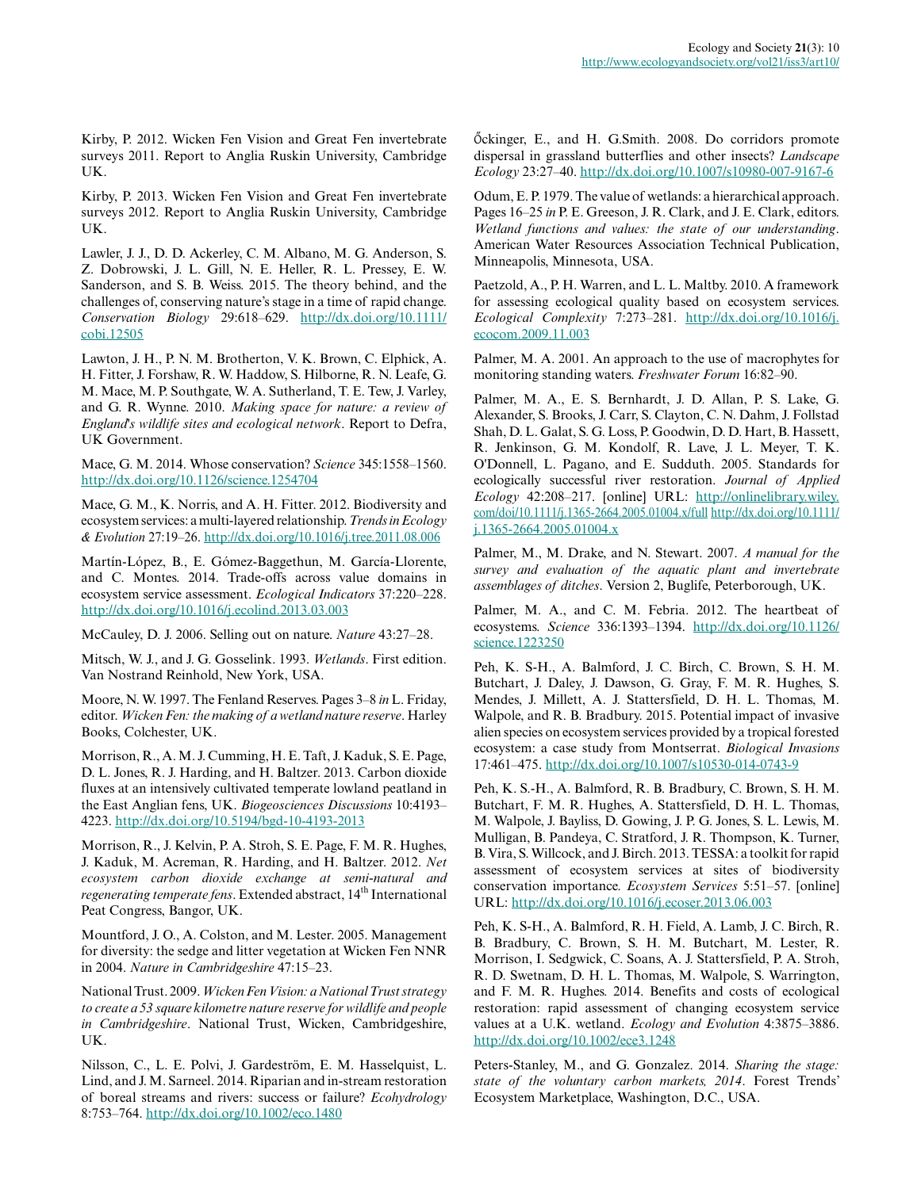Kirby, P. 2012. Wicken Fen Vision and Great Fen invertebrate surveys 2011. Report to Anglia Ruskin University, Cambridge UK.

Kirby, P. 2013. Wicken Fen Vision and Great Fen invertebrate surveys 2012. Report to Anglia Ruskin University, Cambridge UK.

Lawler, J. J., D. D. Ackerley, C. M. Albano, M. G. Anderson, S. Z. Dobrowski, J. L. Gill, N. E. Heller, R. L. Pressey, E. W. Sanderson, and S. B. Weiss. 2015. The theory behind, and the challenges of, conserving nature's stage in a time of rapid change. *Conservation Biology* 29:618–629. http://dx.doi.org/10.1111/cobi.12505

Lawton, J. H., P. N. M. Brotherton, V. K. Brown, C. Elphick, A. H. Fitter, J. Forshaw, R. W. Haddow, S. Hilborne, R. N. Leafe, G. M. Mace, M. P. Southgate, W. A. Sutherland, T. E. Tew, J. Varley, and G. R. Wynne. 2010. *Making space for nature: a review of England's wildlife sites and ecological network*. Report to Defra, UK Government.

Mace, G. M. 2014. Whose conservation? *Science* 345:1558–1560. http://dx.doi.org/10.1126/science.1254704

Mace, G. M., K. Norris, and A. H. Fitter. 2012. Biodiversity and ecosystem services: a multi-layered relationship. *Trends in Ecology & Evolution* 27:19–26. http://dx.doi.org/10.1016/j.tree.2011.08.006

Martín-López, B., E. Gómez-Baggethun, M. García-Llorente, and C. Montes. 2014. Trade-offs across value domains in ecosystem service assessment. *Ecological Indicators* 37:220–228. http://dx.doi.org/10.1016/j.ecolind.2013.03.003

McCauley, D. J. 2006. Selling out on nature. *Nature* 43:27–28.

Mitsch, W. J., and J. G. Gosselink. 1993. *Wetlands*. First edition. Van Nostrand Reinhold, New York, USA.

Moore, N. W. 1997. The Fenland Reserves. Pages 3–8 *in* L. Friday, editor. *Wicken Fen: the making of a wetland nature reserve*. Harley Books, Colchester, UK.

Morrison, R., A. M. J. Cumming, H. E. Taft, J. Kaduk, S. E. Page, D. L. Jones, R. J. Harding, and H. Baltzer. 2013. Carbon dioxide fluxes at an intensively cultivated temperate lowland peatland in the East Anglian fens, UK. *Biogeosciences Discussions* 10:4193–4223. http://dx.doi.org/10.5194/bgd-10-4193-2013

Morrison, R., J. Kelvin, P. A. Stroh, S. E. Page, F. M. R. Hughes, J. Kaduk, M. Acreman, R. Harding, and H. Baltzer. 2012. *Net ecosystem carbon dioxide exchange at semi-natural and regenerating temperate fens*. Extended abstract, 14th International Peat Congress, Bangor, UK.

Mountford, J. O., A. Colston, and M. Lester. 2005. Management for diversity: the sedge and litter vegetation at Wicken Fen NNR in 2004. *Nature in Cambridgeshire* 47:15–23.

National Trust. 2009. *Wicken Fen Vision: a National Trust strategy to create a 53 square kilometre nature reserve for wildlife and people in Cambridgeshire*. National Trust, Wicken, Cambridgeshire, UK.

Nilsson, C., L. E. Polvi, J. Gardeström, E. M. Hasselquist, L. Lind, and J. M. Sarneel. 2014. Riparian and in-stream restoration of boreal streams and rivers: success or failure? *Ecohydrology* 8:753–764. http://dx.doi.org/10.1002/eco.1480

Őckinger, E., and H. G.Smith. 2008. Do corridors promote dispersal in grassland butterflies and other insects? *Landscape Ecology* 23:27–40. http://dx.doi.org/10.1007/s10980-007-9167-6

Odum, E. P. 1979. The value of wetlands: a hierarchical approach. Pages 16–25 *in* P. E. Greeson, J. R. Clark, and J. E. Clark, editors. *Wetland functions and values: the state of our understanding*. American Water Resources Association Technical Publication, Minneapolis, Minnesota, USA.

Paetzold, A., P. H. Warren, and L. L. Maltby. 2010. A framework for assessing ecological quality based on ecosystem services. *Ecological Complexity* 7:273–281. http://dx.doi.org/10.1016/j.ecocom.2009.11.003

Palmer, M. A. 2001. An approach to the use of macrophytes for monitoring standing waters. *Freshwater Forum* 16:82–90.

Palmer, M. A., E. S. Bernhardt, J. D. Allan, P. S. Lake, G. Alexander, S. Brooks, J. Carr, S. Clayton, C. N. Dahm, J. Follstad Shah, D. L. Galat, S. G. Loss, P. Goodwin, D. D. Hart, B. Hassett, R. Jenkinson, G. M. Kondolf, R. Lave, J. L. Meyer, T. K. O'Donnell, L. Pagano, and E. Sudduth. 2005. Standards for ecologically successful river restoration. *Journal of Applied Ecology* 42:208–217. [online] URL: http://onlinelibrary.wiley.com/doi/10.1111/j.1365-2664.2005.01004.x/full http://dx.doi.org/10.1111/j.1365-2664.2005.01004.x

Palmer, M., M. Drake, and N. Stewart. 2007. *A manual for the survey and evaluation of the aquatic plant and invertebrate assemblages of ditches*. Version 2, Buglife, Peterborough, UK.

Palmer, M. A., and C. M. Febria. 2012. The heartbeat of ecosystems. *Science* 336:1393–1394. http://dx.doi.org/10.1126/science.1223250

Peh, K. S-H., A. Balmford, J. C. Birch, C. Brown, S. H. M. Butchart, J. Daley, J. Dawson, G. Gray, F. M. R. Hughes, S. Mendes, J. Millett, A. J. Stattersfield, D. H. L. Thomas, M. Walpole, and R. B. Bradbury. 2015. Potential impact of invasive alien species on ecosystem services provided by a tropical forested ecosystem: a case study from Montserrat. *Biological Invasions* 17:461–475. http://dx.doi.org/10.1007/s10530-014-0743-9

Peh, K. S.-H., A. Balmford, R. B. Bradbury, C. Brown, S. H. M. Butchart, F. M. R. Hughes, A. Stattersfield, D. H. L. Thomas, M. Walpole, J. Bayliss, D. Gowing, J. P. G. Jones, S. L. Lewis, M. Mulligan, B. Pandeya, C. Stratford, J. R. Thompson, K. Turner, B. Vira, S. Willcock, and J. Birch. 2013. TESSA: a toolkit for rapid assessment of ecosystem services at sites of biodiversity conservation importance. *Ecosystem Services* 5:51–57. [online] URL: http://dx.doi.org/10.1016/j.ecoser.2013.06.003

Peh, K. S-H., A. Balmford, R. H. Field, A. Lamb, J. C. Birch, R. B. Bradbury, C. Brown, S. H. M. Butchart, M. Lester, R. Morrison, I. Sedgwick, C. Soans, A. J. Stattersfield, P. A. Stroh, R. D. Swetnam, D. H. L. Thomas, M. Walpole, S. Warrington, and F. M. R. Hughes. 2014. Benefits and costs of ecological restoration: rapid assessment of changing ecosystem service values at a U.K. wetland. *Ecology and Evolution* 4:3875–3886. http://dx.doi.org/10.1002/ece3.1248

Peters-Stanley, M., and G. Gonzalez. 2014. *Sharing the stage: state of the voluntary carbon markets, 2014*. Forest Trends' Ecosystem Marketplace, Washington, D.C., USA.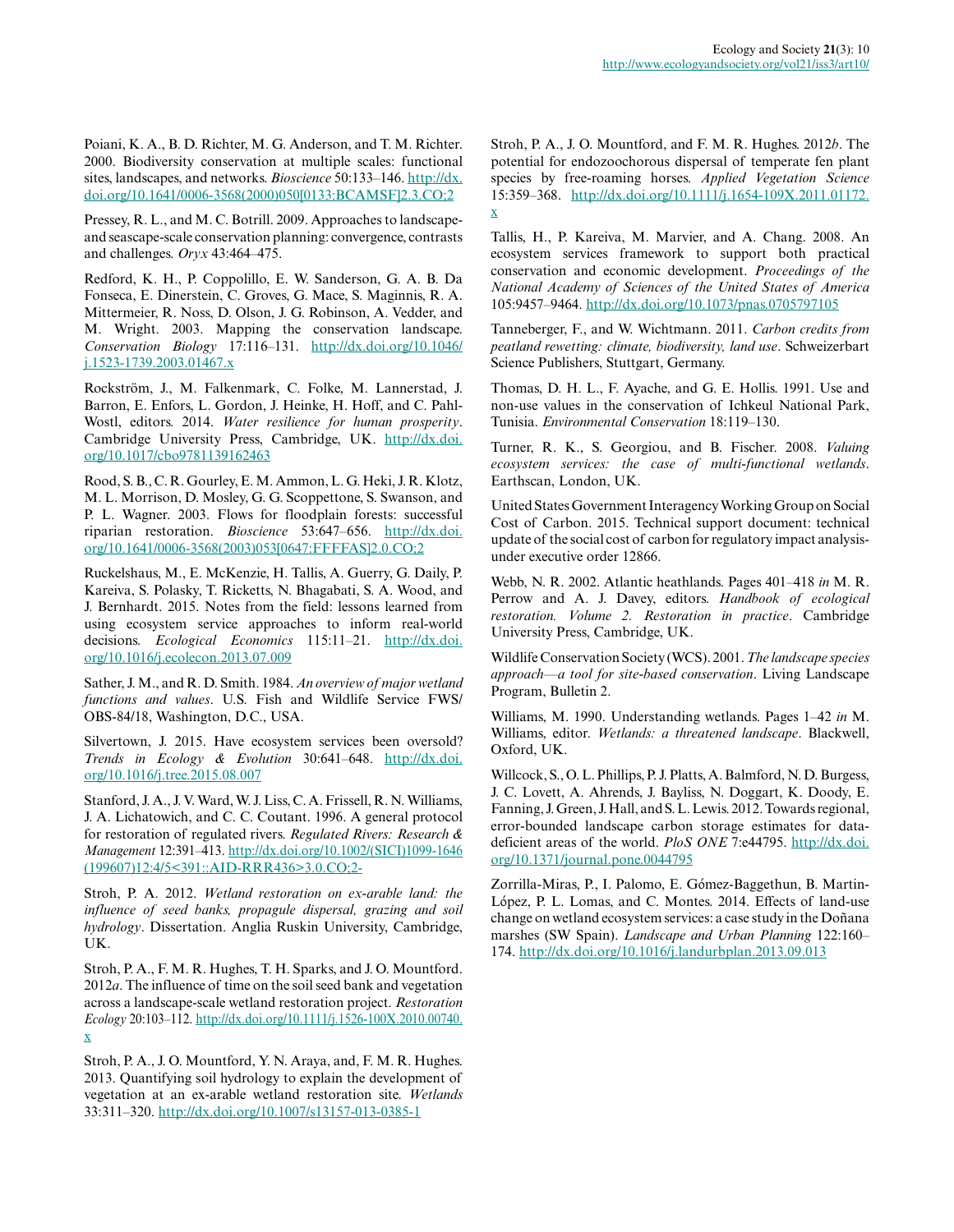Poiani, K. A., B. D. Richter, M. G. Anderson, and T. M. Richter. 2000. Biodiversity conservation at multiple scales: functional sites, landscapes, and networks. *Bioscience* 50:133–146. http://dx.doi.org/10.1641/0006-3568(2000)050[0133:BCAMSF]2.3.CO;2

Pressey, R. L., and M. C. Botrill. 2009. Approaches to landscape- and seascape-scale conservation planning: convergence, contrasts and challenges. *Oryx* 43:464–475.

Redford, K. H., P. Coppolillo, E. W. Sanderson, G. A. B. Da Fonseca, E. Dinerstein, C. Groves, G. Mace, S. Maginnis, R. A. Mittermeier, R. Noss, D. Olson, J. G. Robinson, A. Vedder, and M. Wright. 2003. Mapping the conservation landscape. *Conservation Biology* 17:116–131. http://dx.doi.org/10.1046/j.1523-1739.2003.01467.x

Rockström, J., M. Falkenmark, C. Folke, M. Lannerstad, J. Barron, E. Enfors, L. Gordon, J. Heinke, H. Hoff, and C. Pahl-Wostl, editors. 2014. *Water resilience for human prosperity*. Cambridge University Press, Cambridge, UK. http://dx.doi.org/10.1017/cbo9781139162463

Rood, S. B., C. R. Gourley, E. M. Ammon, L. G. Heki, J. R. Klotz, M. L. Morrison, D. Mosley, G. G. Scoppettone, S. Swanson, and P. L. Wagner. 2003. Flows for floodplain forests: successful riparian restoration. *Bioscience* 53:647–656. http://dx.doi.org/10.1641/0006-3568(2003)053[0647:FFFFAS]2.0.CO;2

Ruckelshaus, M., E. McKenzie, H. Tallis, A. Guerry, G. Daily, P. Kareiva, S. Polasky, T. Ricketts, N. Bhagabati, S. A. Wood, and J. Bernhardt. 2015. Notes from the field: lessons learned from using ecosystem service approaches to inform real-world decisions. *Ecological Economics* 115:11–21. http://dx.doi.org/10.1016/j.ecolecon.2013.07.009

Sather, J. M., and R. D. Smith. 1984. *An overview of major wetland functions and values*. U.S. Fish and Wildlife Service FWS/OBS-84/18, Washington, D.C., USA.

Silvertown, J. 2015. Have ecosystem services been oversold? *Trends in Ecology & Evolution* 30:641–648. http://dx.doi.org/10.1016/j.tree.2015.08.007

Stanford, J. A., J. V. Ward, W. J. Liss, C. A. Frissell, R. N. Williams, J. A. Lichatowich, and C. C. Coutant. 1996. A general protocol for restoration of regulated rivers. *Regulated Rivers: Research & Management* 12:391–413. http://dx.doi.org/10.1002/(SICI)1099-1646(199607)12:4/5<391::AID-RRR436>3.0.CO;2-

Stroh, P. A. 2012. *Wetland restoration on ex-arable land: the influence of seed banks, propagule dispersal, grazing and soil hydrology*. Dissertation. Anglia Ruskin University, Cambridge, UK.

Stroh, P. A., F. M. R. Hughes, T. H. Sparks, and J. O. Mountford. 2012*a*. The influence of time on the soil seed bank and vegetation across a landscape-scale wetland restoration project. *Restoration Ecology* 20:103–112. http://dx.doi.org/10.1111/j.1526-100X.2010.00740.x

Stroh, P. A., J. O. Mountford, Y. N. Araya, and, F. M. R. Hughes. 2013. Quantifying soil hydrology to explain the development of vegetation at an ex-arable wetland restoration site. *Wetlands* 33:311–320. http://dx.doi.org/10.1007/s13157-013-0385-1

Stroh, P. A., J. O. Mountford, and F. M. R. Hughes. 2012*b*. The potential for endozoochorous dispersal of temperate fen plant species by free-roaming horses. *Applied Vegetation Science* 15:359–368. http://dx.doi.org/10.1111/j.1654-109X.2011.01172.x

Tallis, H., P. Kareiva, M. Marvier, and A. Chang. 2008. An ecosystem services framework to support both practical conservation and economic development. *Proceedings of the National Academy of Sciences of the United States of America* 105:9457–9464. http://dx.doi.org/10.1073/pnas.0705797105

Tanneberger, F., and W. Wichtmann. 2011. *Carbon credits from peatland rewetting: climate, biodiversity, land use*. Schweizerbart Science Publishers, Stuttgart, Germany.

Thomas, D. H. L., F. Ayache, and G. E. Hollis. 1991. Use and non-use values in the conservation of Ichkeul National Park, Tunisia. *Environmental Conservation* 18:119–130.

Turner, R. K., S. Georgiou, and B. Fischer. 2008. *Valuing ecosystem services: the case of multi-functional wetlands*. Earthscan, London, UK.

United States Government Interagency Working Group on Social Cost of Carbon. 2015. Technical support document: technical update of the social cost of carbon for regulatory impact analysis-under executive order 12866.

Webb, N. R. 2002. Atlantic heathlands. Pages 401–418 *in* M. R. Perrow and A. J. Davey, editors. *Handbook of ecological restoration. Volume 2. Restoration in practice*. Cambridge University Press, Cambridge, UK.

Wildlife Conservation Society (WCS). 2001. *The landscape species approach—a tool for site-based conservation*. Living Landscape Program, Bulletin 2.

Williams, M. 1990. Understanding wetlands. Pages 1–42 *in* M. Williams, editor. *Wetlands: a threatened landscape*. Blackwell, Oxford, UK.

Willcock, S., O. L. Phillips, P. J. Platts, A. Balmford, N. D. Burgess, J. C. Lovett, A. Ahrends, J. Bayliss, N. Doggart, K. Doody, E. Fanning, J. Green, J. Hall, and S. L. Lewis. 2012. Towards regional, error-bounded landscape carbon storage estimates for data-deficient areas of the world. *PloS ONE* 7:e44795. http://dx.doi.org/10.1371/journal.pone.0044795

Zorrilla-Miras, P., I. Palomo, E. Gómez-Baggethun, B. Martin-López, P. L. Lomas, and C. Montes. 2014. Effects of land-use change on wetland ecosystem services: a case study in the Doñana marshes (SW Spain). *Landscape and Urban Planning* 122:160–174. http://dx.doi.org/10.1016/j.landurbplan.2013.09.013